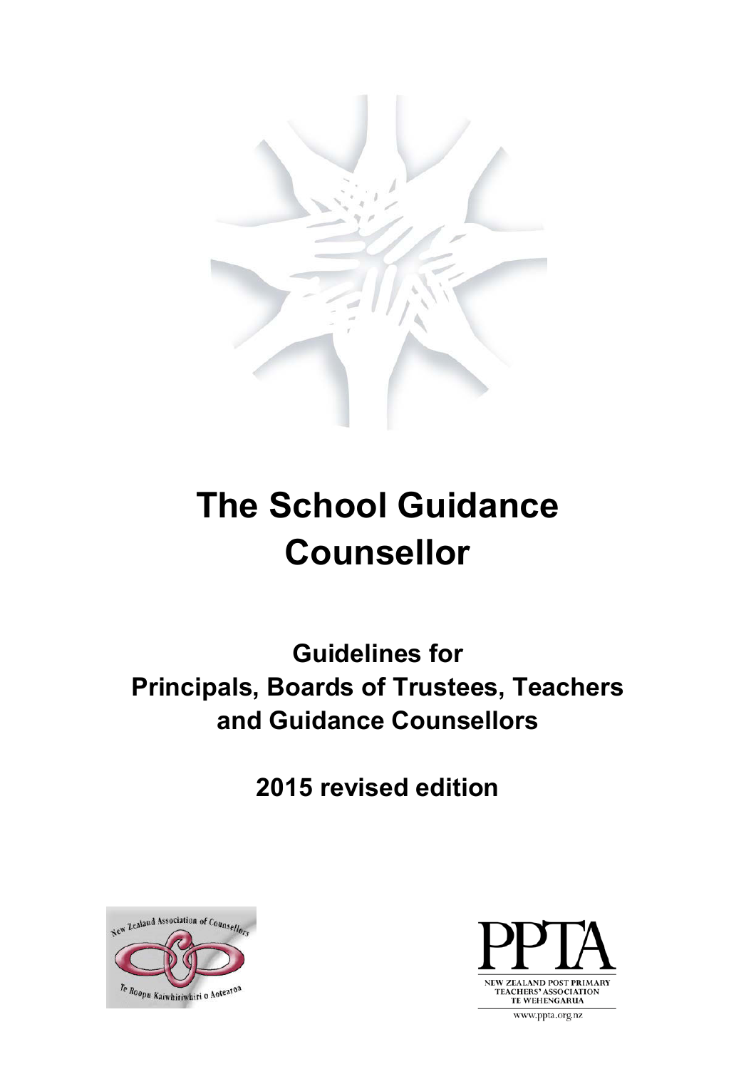# The School Guidance Counsellor

## Guidelines for Principals, Boards of Trustees, Teachers and Guidance Counsellors

## 2015 revised edition

New Zealand Association of Counsellors
Te Roopu Kaiwhiriwhiri o Aotearoa

PPTA
NEW ZEALAND POST PRIMARY TEACHERS' ASSOCIATION
TE WEHENGARUA
www.ppta.org.nz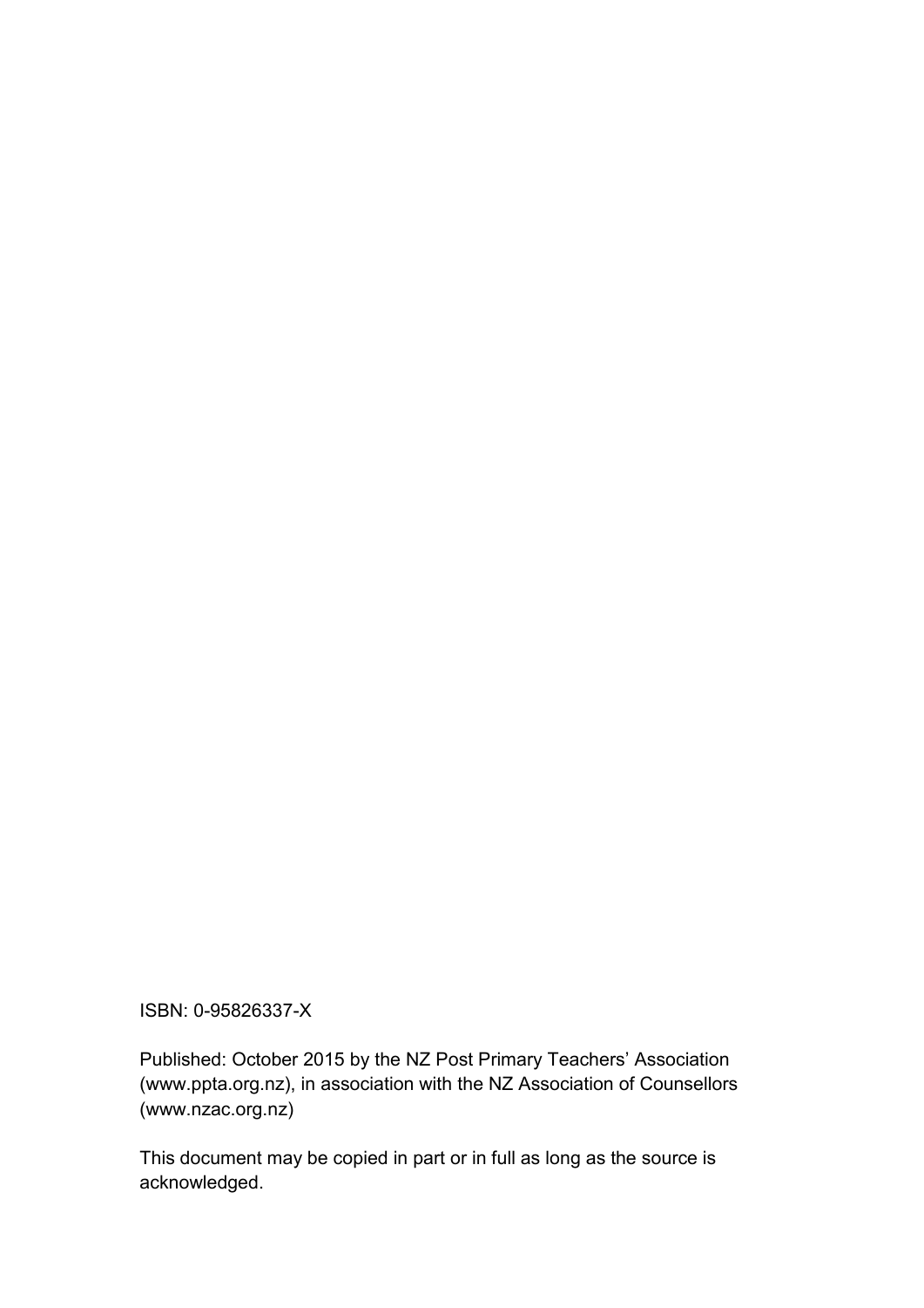ISBN: 0-95826337-X

Published: October 2015 by the NZ Post Primary Teachers' Association (www.ppta.org.nz), in association with the NZ Association of Counsellors (www.nzac.org.nz)

This document may be copied in part or in full as long as the source is acknowledged.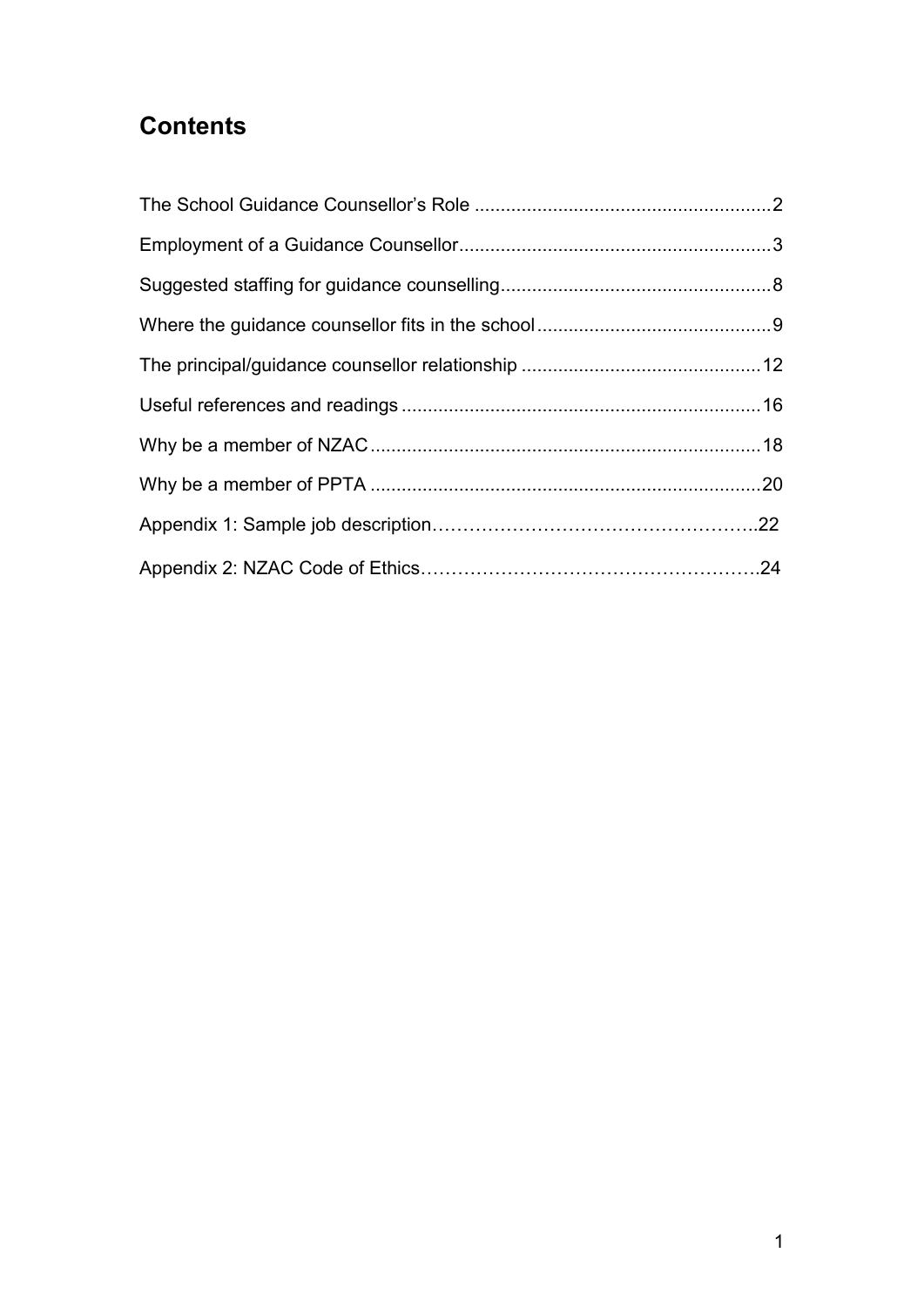## Contents

The School Guidance Counsellor's Role ........................................................2

Employment of a Guidance Counsellor...........................................................3

Suggested staffing for guidance counselling....................................................8

Where the guidance counsellor fits in the school.............................................9

The principal/guidance counsellor relationship ..............................................12

Useful references and readings ....................................................................16

Why be a member of NZAC..........................................................................18

Why be a member of PPTA ..........................................................................20

Appendix 1: Sample job description……………………………………………..22

Appendix 2: NZAC Code of Ethics……………………………………………….24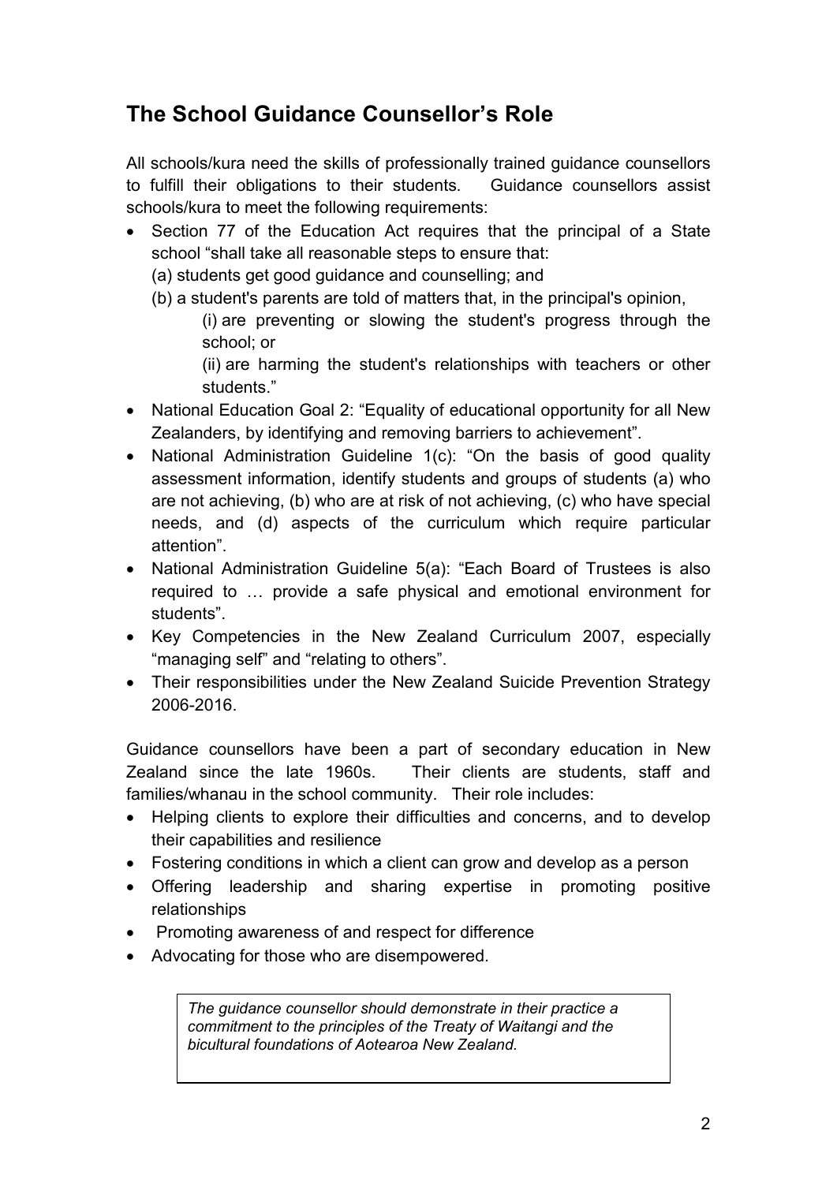## The School Guidance Counsellor's Role

All schools/kura need the skills of professionally trained guidance counsellors to fulfill their obligations to their students. Guidance counsellors assist schools/kura to meet the following requirements:

- Section 77 of the Education Act requires that the principal of a State school "shall take all reasonable steps to ensure that:
  (a) students get good guidance and counselling; and
  (b) a student's parents are told of matters that, in the principal's opinion,
    (i) are preventing or slowing the student's progress through the school; or
    (ii) are harming the student's relationships with teachers or other students."
- National Education Goal 2: "Equality of educational opportunity for all New Zealanders, by identifying and removing barriers to achievement".
- National Administration Guideline 1(c): "On the basis of good quality assessment information, identify students and groups of students (a) who are not achieving, (b) who are at risk of not achieving, (c) who have special needs, and (d) aspects of the curriculum which require particular attention".
- National Administration Guideline 5(a): "Each Board of Trustees is also required to … provide a safe physical and emotional environment for students".
- Key Competencies in the New Zealand Curriculum 2007, especially "managing self" and "relating to others".
- Their responsibilities under the New Zealand Suicide Prevention Strategy 2006-2016.

Guidance counsellors have been a part of secondary education in New Zealand since the late 1960s. Their clients are students, staff and families/whanau in the school community. Their role includes:

- Helping clients to explore their difficulties and concerns, and to develop their capabilities and resilience
- Fostering conditions in which a client can grow and develop as a person
- Offering leadership and sharing expertise in promoting positive relationships
- Promoting awareness of and respect for difference
- Advocating for those who are disempowered.

*The guidance counsellor should demonstrate in their practice a commitment to the principles of the Treaty of Waitangi and the bicultural foundations of Aotearoa New Zealand.*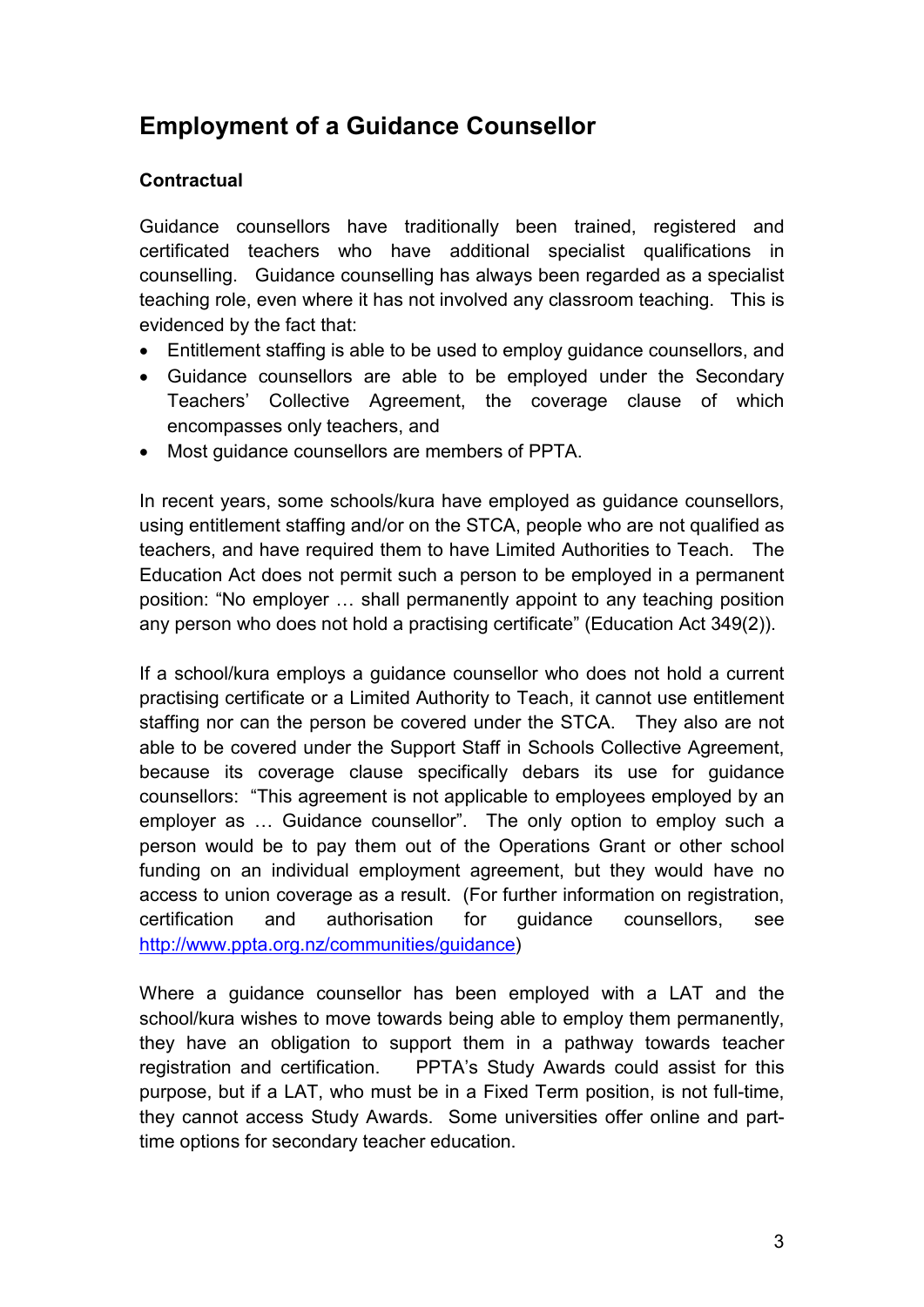## Employment of a Guidance Counsellor

### Contractual

Guidance counsellors have traditionally been trained, registered and certificated teachers who have additional specialist qualifications in counselling. Guidance counselling has always been regarded as a specialist teaching role, even where it has not involved any classroom teaching. This is evidenced by the fact that:

- Entitlement staffing is able to be used to employ guidance counsellors, and
- Guidance counsellors are able to be employed under the Secondary Teachers' Collective Agreement, the coverage clause of which encompasses only teachers, and
- Most guidance counsellors are members of PPTA.

In recent years, some schools/kura have employed as guidance counsellors, using entitlement staffing and/or on the STCA, people who are not qualified as teachers, and have required them to have Limited Authorities to Teach. The Education Act does not permit such a person to be employed in a permanent position: "No employer … shall permanently appoint to any teaching position any person who does not hold a practising certificate" (Education Act 349(2)).

If a school/kura employs a guidance counsellor who does not hold a current practising certificate or a Limited Authority to Teach, it cannot use entitlement staffing nor can the person be covered under the STCA. They also are not able to be covered under the Support Staff in Schools Collective Agreement, because its coverage clause specifically debars its use for guidance counsellors: "This agreement is not applicable to employees employed by an employer as … Guidance counsellor". The only option to employ such a person would be to pay them out of the Operations Grant or other school funding on an individual employment agreement, but they would have no access to union coverage as a result. (For further information on registration, certification and authorisation for guidance counsellors, see [http://www.ppta.org.nz/communities/guidance](http://www.ppta.org.nz/communities/guidance))

Where a guidance counsellor has been employed with a LAT and the school/kura wishes to move towards being able to employ them permanently, they have an obligation to support them in a pathway towards teacher registration and certification. PPTA's Study Awards could assist for this purpose, but if a LAT, who must be in a Fixed Term position, is not full-time, they cannot access Study Awards. Some universities offer online and part-time options for secondary teacher education.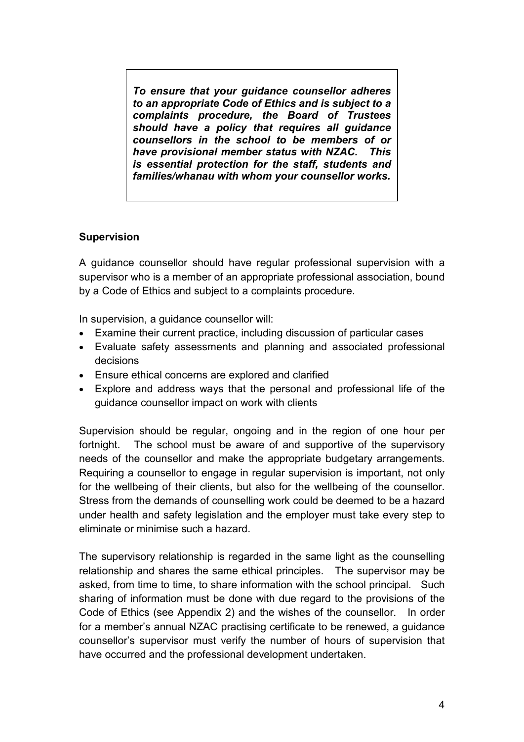> ***To ensure that your guidance counsellor adheres to an appropriate Code of Ethics and is subject to a complaints procedure, the Board of Trustees should have a policy that requires all guidance counsellors in the school to be members of or have provisional member status with NZAC. This is essential protection for the staff, students and families/whanau with whom your counsellor works.***

**Supervision**

A guidance counsellor should have regular professional supervision with a supervisor who is a member of an appropriate professional association, bound by a Code of Ethics and subject to a complaints procedure.

In supervision, a guidance counsellor will:

- Examine their current practice, including discussion of particular cases
- Evaluate safety assessments and planning and associated professional decisions
- Ensure ethical concerns are explored and clarified
- Explore and address ways that the personal and professional life of the guidance counsellor impact on work with clients

Supervision should be regular, ongoing and in the region of one hour per fortnight. The school must be aware of and supportive of the supervisory needs of the counsellor and make the appropriate budgetary arrangements. Requiring a counsellor to engage in regular supervision is important, not only for the wellbeing of their clients, but also for the wellbeing of the counsellor. Stress from the demands of counselling work could be deemed to be a hazard under health and safety legislation and the employer must take every step to eliminate or minimise such a hazard.

The supervisory relationship is regarded in the same light as the counselling relationship and shares the same ethical principles. The supervisor may be asked, from time to time, to share information with the school principal. Such sharing of information must be done with due regard to the provisions of the Code of Ethics (see Appendix 2) and the wishes of the counsellor. In order for a member's annual NZAC practising certificate to be renewed, a guidance counsellor's supervisor must verify the number of hours of supervision that have occurred and the professional development undertaken.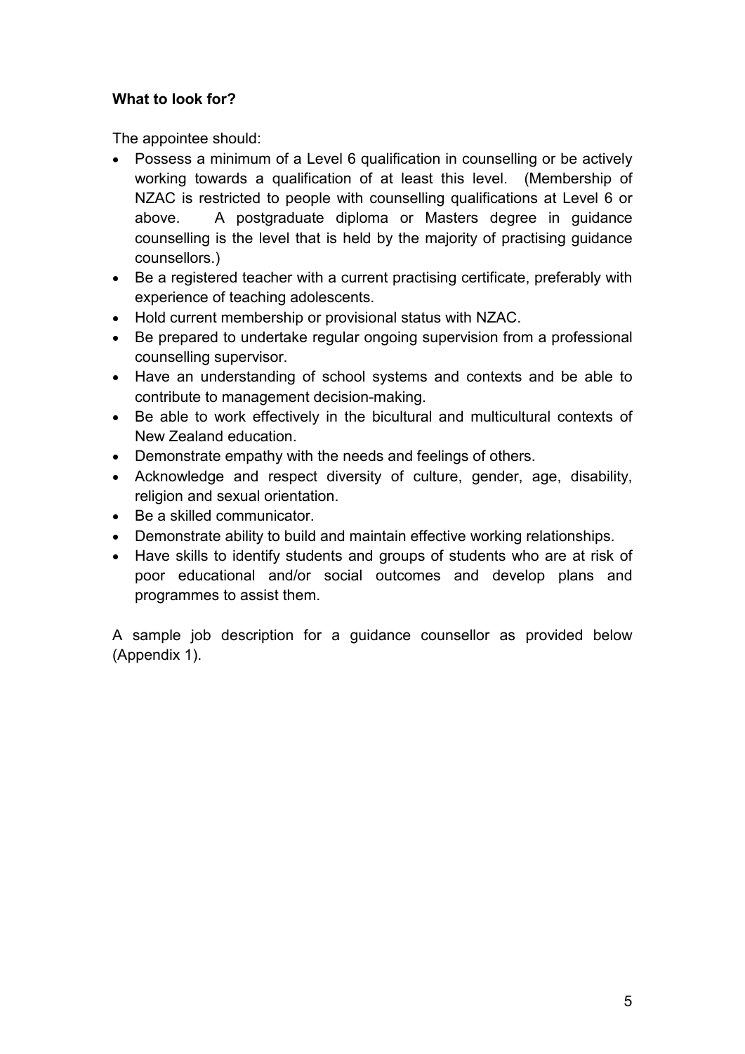**What to look for?**

The appointee should:

- Possess a minimum of a Level 6 qualification in counselling or be actively working towards a qualification of at least this level. (Membership of NZAC is restricted to people with counselling qualifications at Level 6 or above. A postgraduate diploma or Masters degree in guidance counselling is the level that is held by the majority of practising guidance counsellors.)
- Be a registered teacher with a current practising certificate, preferably with experience of teaching adolescents.
- Hold current membership or provisional status with NZAC.
- Be prepared to undertake regular ongoing supervision from a professional counselling supervisor.
- Have an understanding of school systems and contexts and be able to contribute to management decision-making.
- Be able to work effectively in the bicultural and multicultural contexts of New Zealand education.
- Demonstrate empathy with the needs and feelings of others.
- Acknowledge and respect diversity of culture, gender, age, disability, religion and sexual orientation.
- Be a skilled communicator.
- Demonstrate ability to build and maintain effective working relationships.
- Have skills to identify students and groups of students who are at risk of poor educational and/or social outcomes and develop plans and programmes to assist them.

A sample job description for a guidance counsellor as provided below (Appendix 1).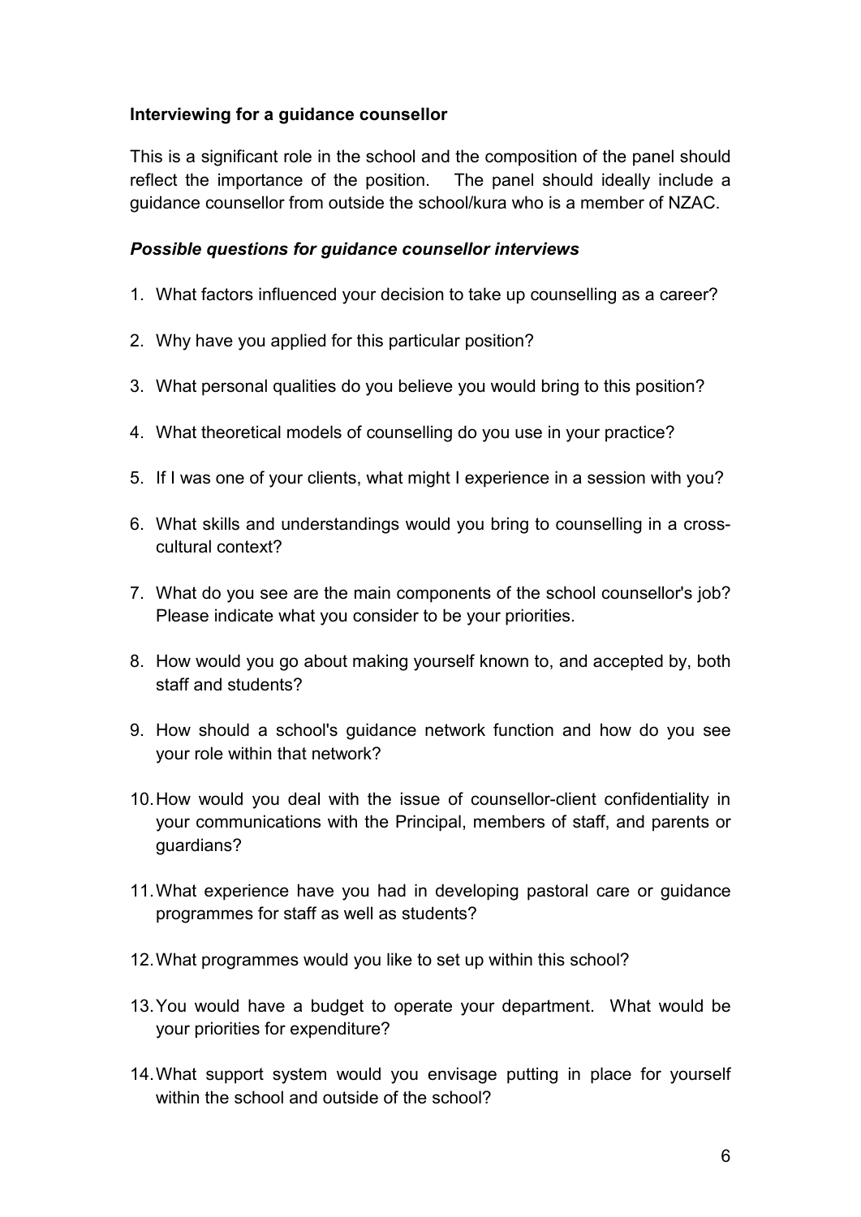**Interviewing for a guidance counsellor**

This is a significant role in the school and the composition of the panel should reflect the importance of the position. The panel should ideally include a guidance counsellor from outside the school/kura who is a member of NZAC.

***Possible questions for guidance counsellor interviews***

1. What factors influenced your decision to take up counselling as a career?
2. Why have you applied for this particular position?
3. What personal qualities do you believe you would bring to this position?
4. What theoretical models of counselling do you use in your practice?
5. If I was one of your clients, what might I experience in a session with you?
6. What skills and understandings would you bring to counselling in a cross-cultural context?
7. What do you see are the main components of the school counsellor's job? Please indicate what you consider to be your priorities.
8. How would you go about making yourself known to, and accepted by, both staff and students?
9. How should a school's guidance network function and how do you see your role within that network?
10. How would you deal with the issue of counsellor-client confidentiality in your communications with the Principal, members of staff, and parents or guardians?
11. What experience have you had in developing pastoral care or guidance programmes for staff as well as students?
12. What programmes would you like to set up within this school?
13. You would have a budget to operate your department. What would be your priorities for expenditure?
14. What support system would you envisage putting in place for yourself within the school and outside of the school?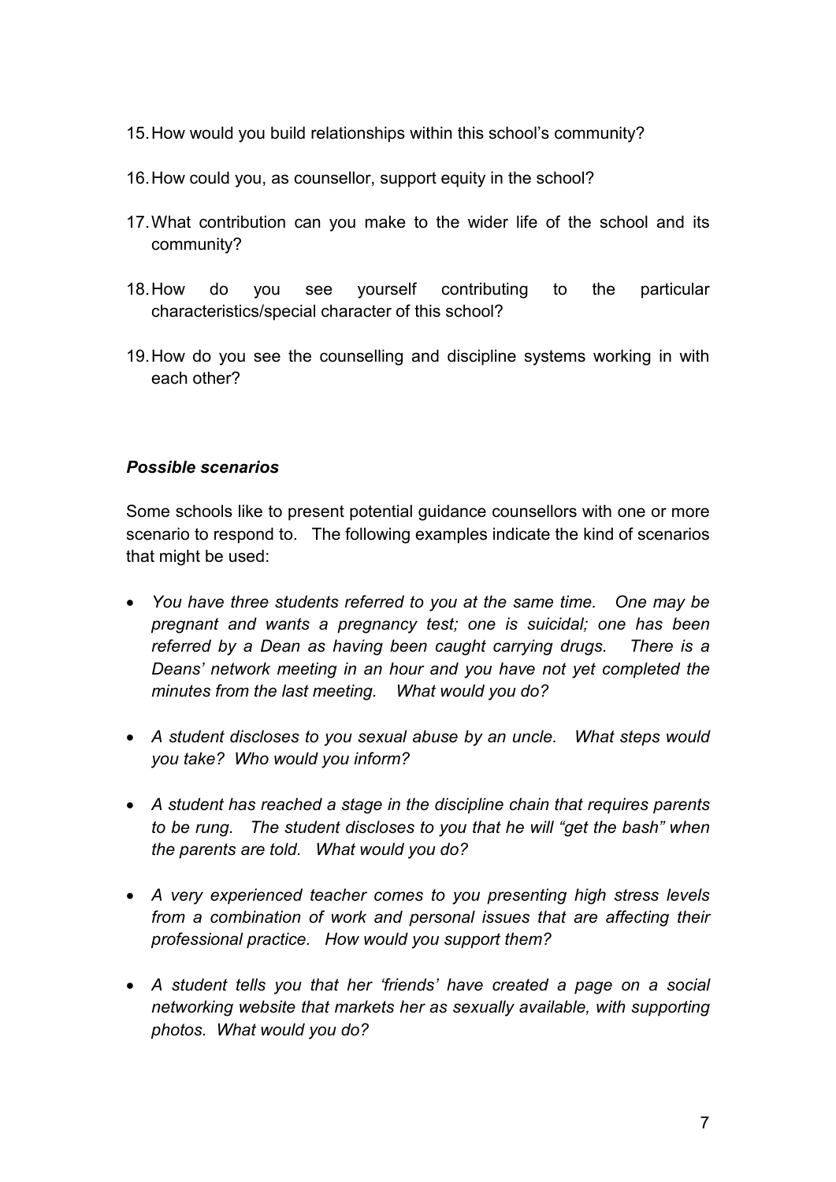15. How would you build relationships within this school's community?

16. How could you, as counsellor, support equity in the school?

17. What contribution can you make to the wider life of the school and its community?

18. How do you see yourself contributing to the particular characteristics/special character of this school?

19. How do you see the counselling and discipline systems working in with each other?

***Possible scenarios***

Some schools like to present potential guidance counsellors with one or more scenario to respond to. The following examples indicate the kind of scenarios that might be used:

- *You have three students referred to you at the same time. One may be pregnant and wants a pregnancy test; one is suicidal; one has been referred by a Dean as having been caught carrying drugs. There is a Deans' network meeting in an hour and you have not yet completed the minutes from the last meeting. What would you do?*

- *A student discloses to you sexual abuse by an uncle. What steps would you take? Who would you inform?*

- *A student has reached a stage in the discipline chain that requires parents to be rung. The student discloses to you that he will "get the bash" when the parents are told. What would you do?*

- *A very experienced teacher comes to you presenting high stress levels from a combination of work and personal issues that are affecting their professional practice. How would you support them?*

- *A student tells you that her 'friends' have created a page on a social networking website that markets her as sexually available, with supporting photos. What would you do?*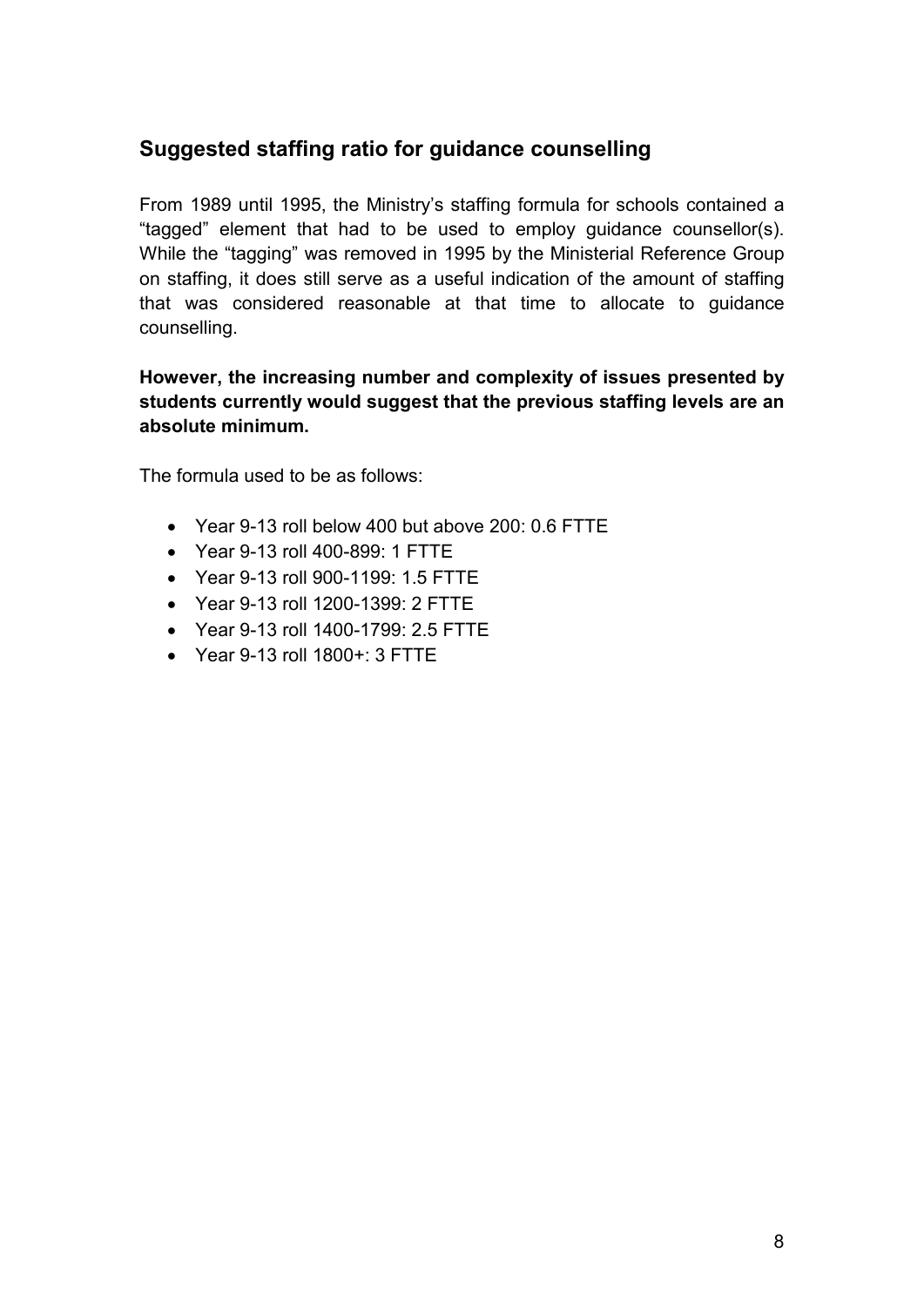## Suggested staffing ratio for guidance counselling

From 1989 until 1995, the Ministry's staffing formula for schools contained a "tagged" element that had to be used to employ guidance counsellor(s). While the "tagging" was removed in 1995 by the Ministerial Reference Group on staffing, it does still serve as a useful indication of the amount of staffing that was considered reasonable at that time to allocate to guidance counselling.

**However, the increasing number and complexity of issues presented by students currently would suggest that the previous staffing levels are an absolute minimum.**

The formula used to be as follows:

- Year 9-13 roll below 400 but above 200: 0.6 FTTE
- Year 9-13 roll 400-899: 1 FTTE
- Year 9-13 roll 900-1199: 1.5 FTTE
- Year 9-13 roll 1200-1399: 2 FTTE
- Year 9-13 roll 1400-1799: 2.5 FTTE
- Year 9-13 roll 1800+: 3 FTTE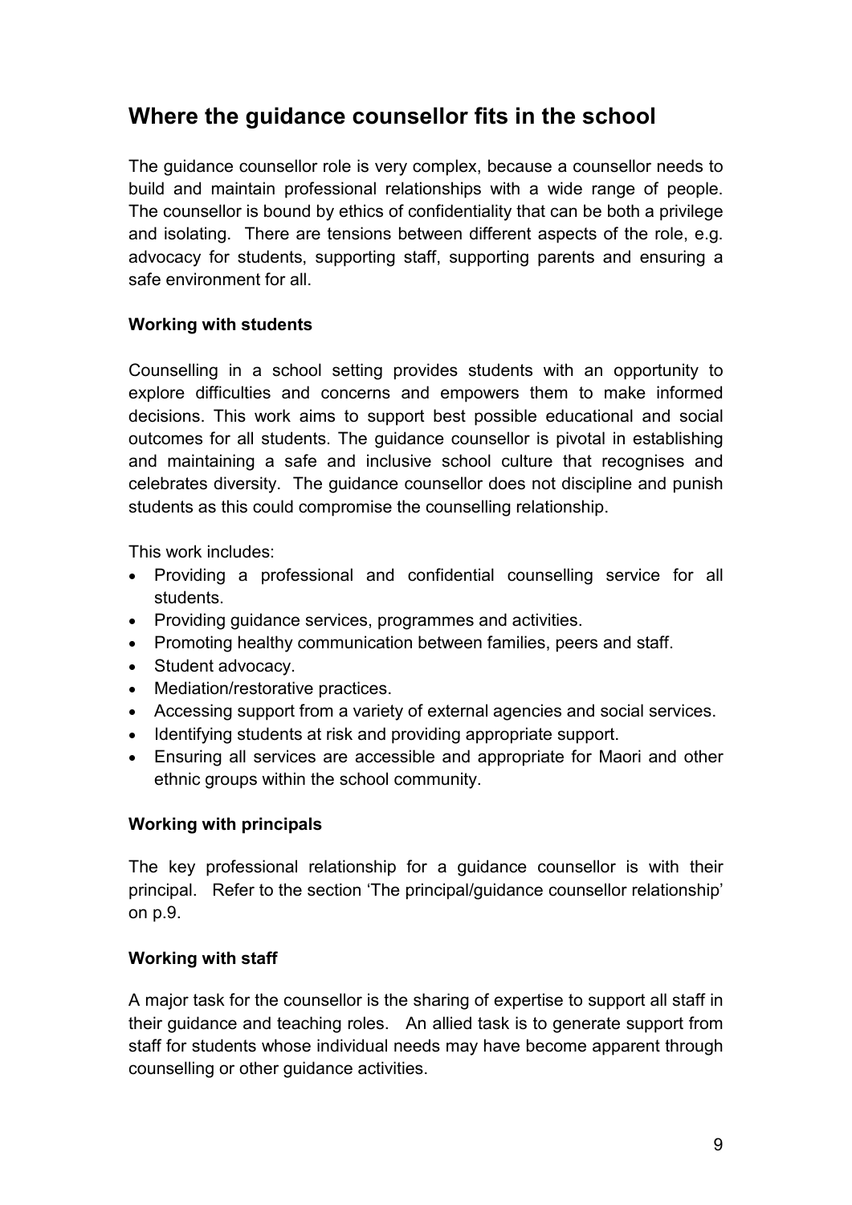## Where the guidance counsellor fits in the school

The guidance counsellor role is very complex, because a counsellor needs to build and maintain professional relationships with a wide range of people. The counsellor is bound by ethics of confidentiality that can be both a privilege and isolating. There are tensions between different aspects of the role, e.g. advocacy for students, supporting staff, supporting parents and ensuring a safe environment for all.

**Working with students**

Counselling in a school setting provides students with an opportunity to explore difficulties and concerns and empowers them to make informed decisions. This work aims to support best possible educational and social outcomes for all students. The guidance counsellor is pivotal in establishing and maintaining a safe and inclusive school culture that recognises and celebrates diversity. The guidance counsellor does not discipline and punish students as this could compromise the counselling relationship.

This work includes:

- Providing a professional and confidential counselling service for all students.
- Providing guidance services, programmes and activities.
- Promoting healthy communication between families, peers and staff.
- Student advocacy.
- Mediation/restorative practices.
- Accessing support from a variety of external agencies and social services.
- Identifying students at risk and providing appropriate support.
- Ensuring all services are accessible and appropriate for Maori and other ethnic groups within the school community.

**Working with principals**

The key professional relationship for a guidance counsellor is with their principal. Refer to the section 'The principal/guidance counsellor relationship' on p.9.

**Working with staff**

A major task for the counsellor is the sharing of expertise to support all staff in their guidance and teaching roles. An allied task is to generate support from staff for students whose individual needs may have become apparent through counselling or other guidance activities.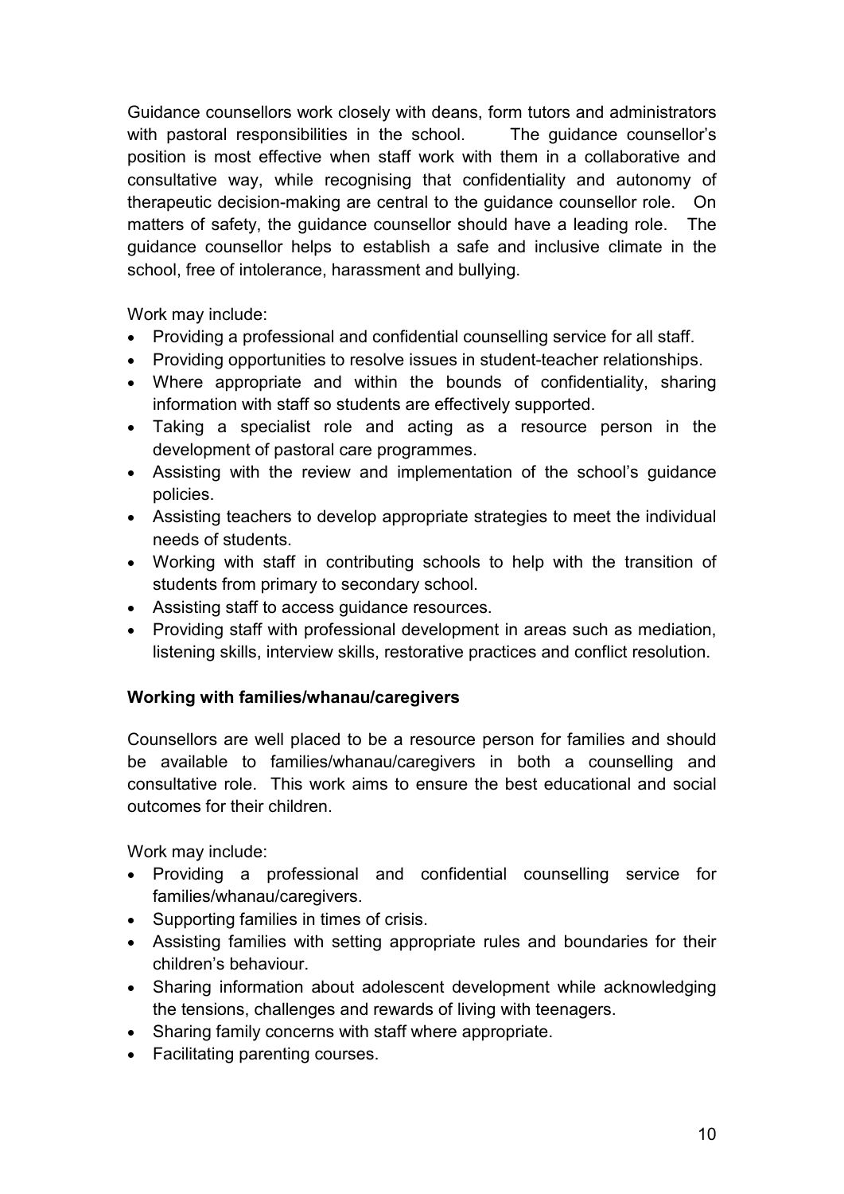Guidance counsellors work closely with deans, form tutors and administrators with pastoral responsibilities in the school. The guidance counsellor's position is most effective when staff work with them in a collaborative and consultative way, while recognising that confidentiality and autonomy of therapeutic decision-making are central to the guidance counsellor role. On matters of safety, the guidance counsellor should have a leading role. The guidance counsellor helps to establish a safe and inclusive climate in the school, free of intolerance, harassment and bullying.

Work may include:

- Providing a professional and confidential counselling service for all staff.
- Providing opportunities to resolve issues in student-teacher relationships.
- Where appropriate and within the bounds of confidentiality, sharing information with staff so students are effectively supported.
- Taking a specialist role and acting as a resource person in the development of pastoral care programmes.
- Assisting with the review and implementation of the school's guidance policies.
- Assisting teachers to develop appropriate strategies to meet the individual needs of students.
- Working with staff in contributing schools to help with the transition of students from primary to secondary school.
- Assisting staff to access guidance resources.
- Providing staff with professional development in areas such as mediation, listening skills, interview skills, restorative practices and conflict resolution.

**Working with families/whanau/caregivers**

Counsellors are well placed to be a resource person for families and should be available to families/whanau/caregivers in both a counselling and consultative role. This work aims to ensure the best educational and social outcomes for their children.

Work may include:

- Providing a professional and confidential counselling service for families/whanau/caregivers.
- Supporting families in times of crisis.
- Assisting families with setting appropriate rules and boundaries for their children's behaviour.
- Sharing information about adolescent development while acknowledging the tensions, challenges and rewards of living with teenagers.
- Sharing family concerns with staff where appropriate.
- Facilitating parenting courses.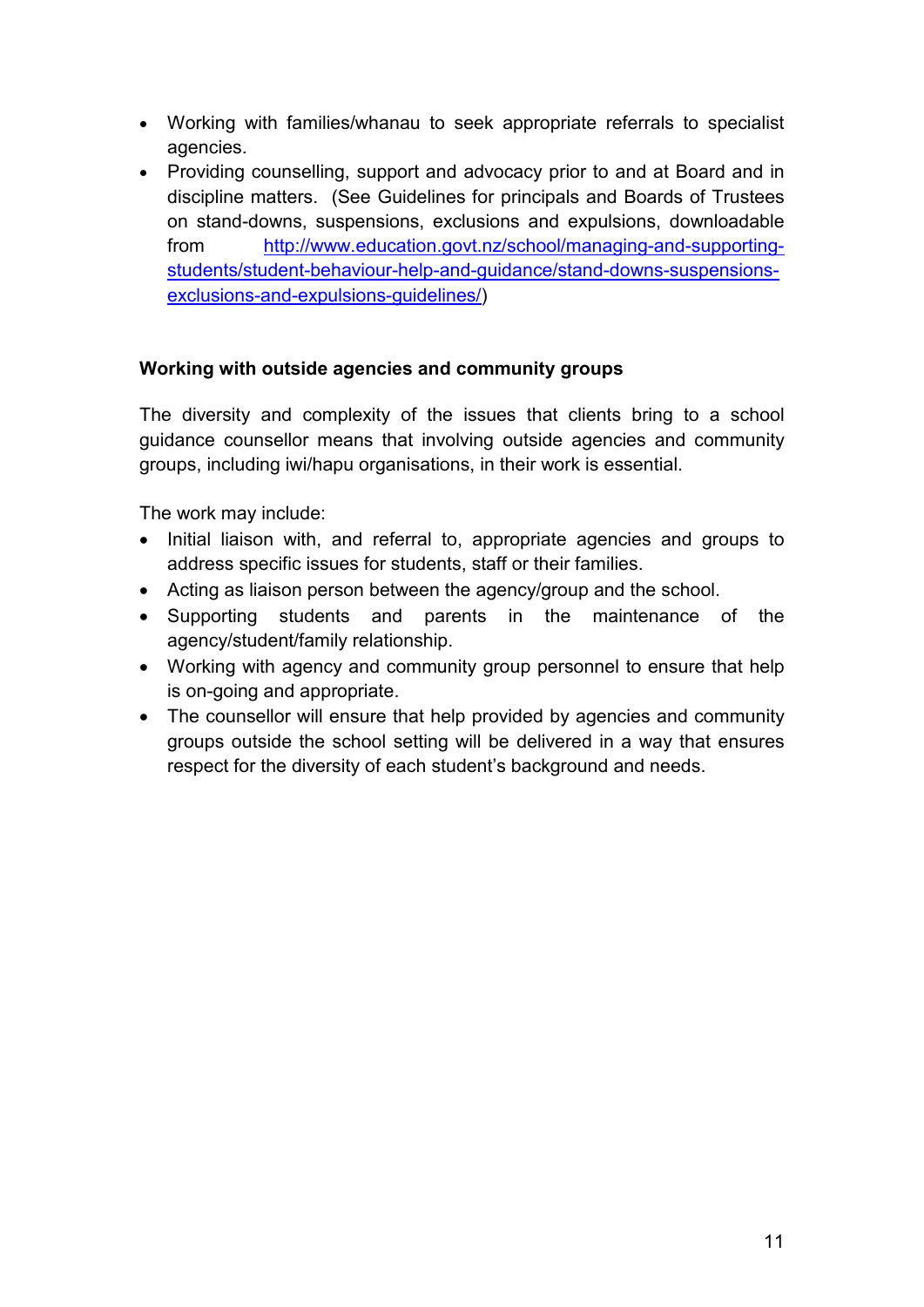- Working with families/whanau to seek appropriate referrals to specialist agencies.
- Providing counselling, support and advocacy prior to and at Board and in discipline matters. (See Guidelines for principals and Boards of Trustees on stand-downs, suspensions, exclusions and expulsions, downloadable from http://www.education.govt.nz/school/managing-and-supporting-students/student-behaviour-help-and-guidance/stand-downs-suspensions-exclusions-and-expulsions-guidelines/)

**Working with outside agencies and community groups**

The diversity and complexity of the issues that clients bring to a school guidance counsellor means that involving outside agencies and community groups, including iwi/hapu organisations, in their work is essential.

The work may include:

- Initial liaison with, and referral to, appropriate agencies and groups to address specific issues for students, staff or their families.
- Acting as liaison person between the agency/group and the school.
- Supporting students and parents in the maintenance of the agency/student/family relationship.
- Working with agency and community group personnel to ensure that help is on-going and appropriate.
- The counsellor will ensure that help provided by agencies and community groups outside the school setting will be delivered in a way that ensures respect for the diversity of each student's background and needs.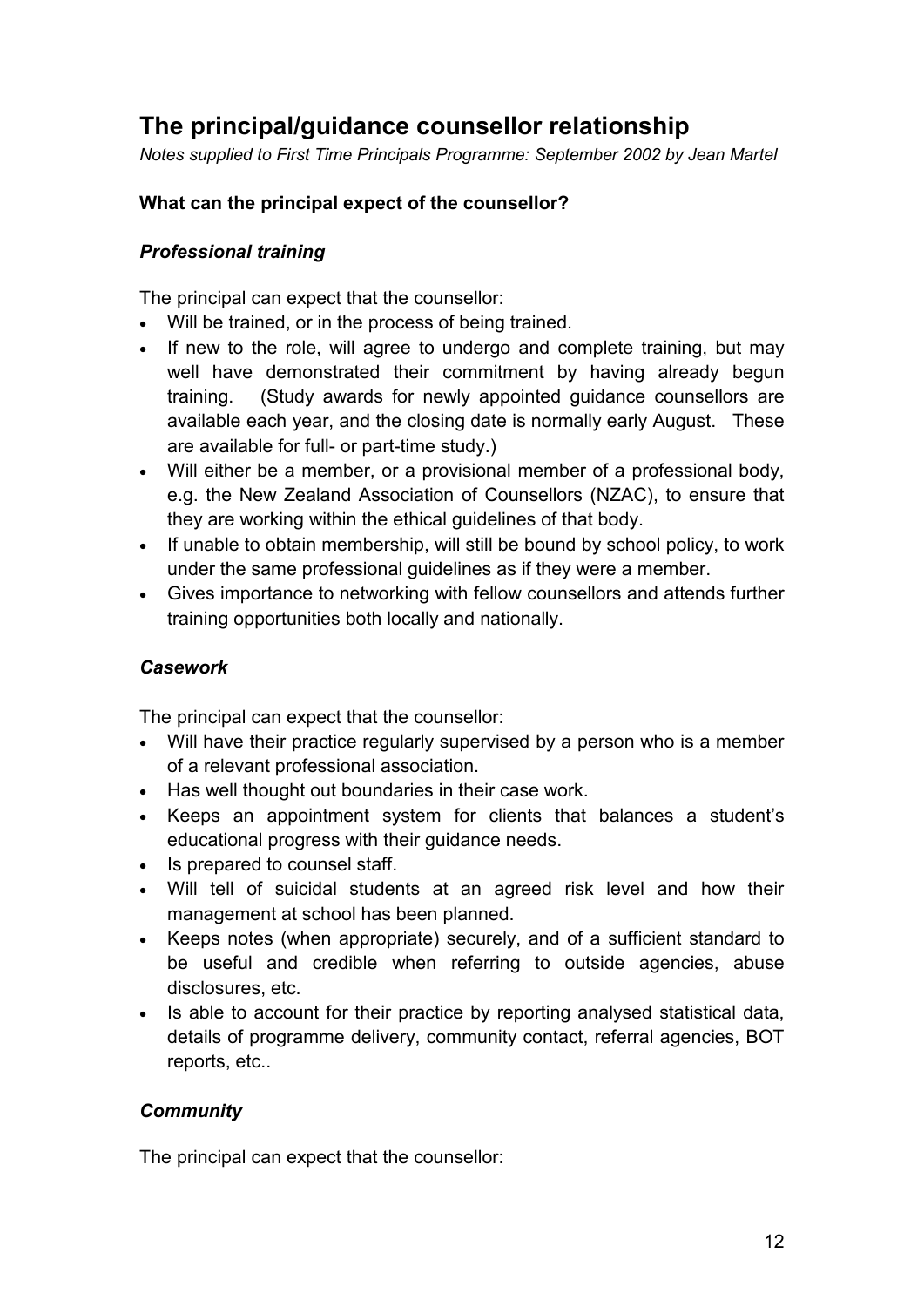# The principal/guidance counsellor relationship

*Notes supplied to First Time Principals Programme: September 2002 by Jean Martel*

**What can the principal expect of the counsellor?**

***Professional training***

The principal can expect that the counsellor:

- Will be trained, or in the process of being trained.
- If new to the role, will agree to undergo and complete training, but may well have demonstrated their commitment by having already begun training. (Study awards for newly appointed guidance counsellors are available each year, and the closing date is normally early August. These are available for full- or part-time study.)
- Will either be a member, or a provisional member of a professional body, e.g. the New Zealand Association of Counsellors (NZAC), to ensure that they are working within the ethical guidelines of that body.
- If unable to obtain membership, will still be bound by school policy, to work under the same professional guidelines as if they were a member.
- Gives importance to networking with fellow counsellors and attends further training opportunities both locally and nationally.

***Casework***

The principal can expect that the counsellor:

- Will have their practice regularly supervised by a person who is a member of a relevant professional association.
- Has well thought out boundaries in their case work.
- Keeps an appointment system for clients that balances a student's educational progress with their guidance needs.
- Is prepared to counsel staff.
- Will tell of suicidal students at an agreed risk level and how their management at school has been planned.
- Keeps notes (when appropriate) securely, and of a sufficient standard to be useful and credible when referring to outside agencies, abuse disclosures, etc.
- Is able to account for their practice by reporting analysed statistical data, details of programme delivery, community contact, referral agencies, BOT reports, etc..

***Community***

The principal can expect that the counsellor: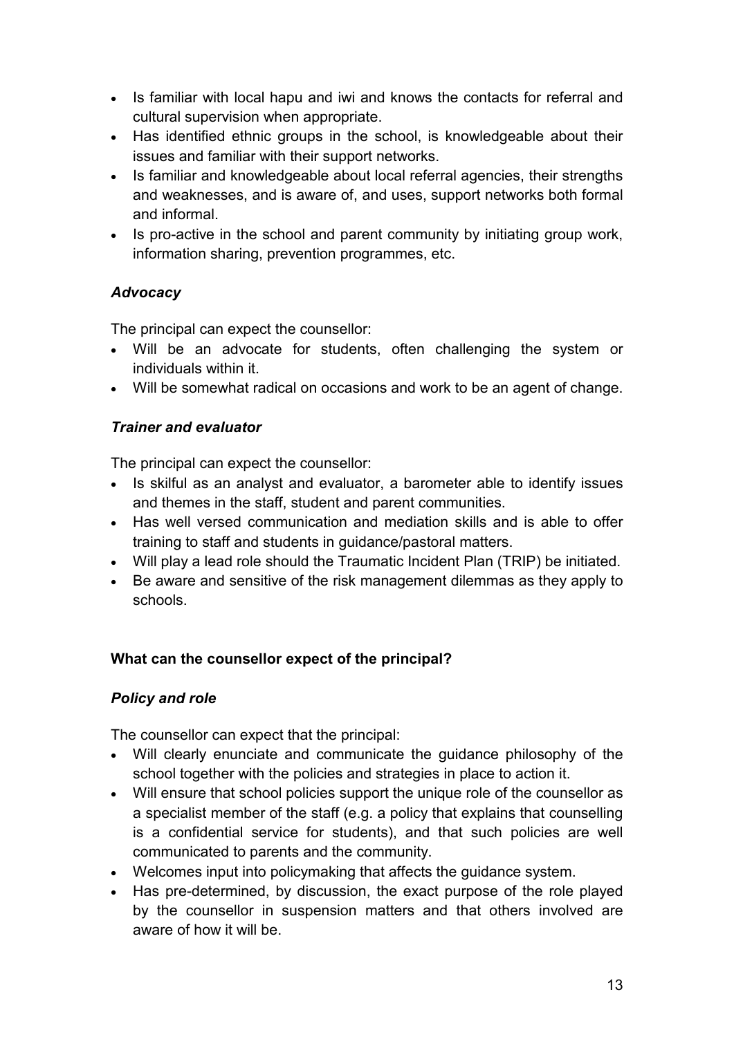- Is familiar with local hapu and iwi and knows the contacts for referral and cultural supervision when appropriate.
- Has identified ethnic groups in the school, is knowledgeable about their issues and familiar with their support networks.
- Is familiar and knowledgeable about local referral agencies, their strengths and weaknesses, and is aware of, and uses, support networks both formal and informal.
- Is pro-active in the school and parent community by initiating group work, information sharing, prevention programmes, etc.

### *Advocacy*

The principal can expect the counsellor:

- Will be an advocate for students, often challenging the system or individuals within it.
- Will be somewhat radical on occasions and work to be an agent of change.

### *Trainer and evaluator*

The principal can expect the counsellor:

- Is skilful as an analyst and evaluator, a barometer able to identify issues and themes in the staff, student and parent communities.
- Has well versed communication and mediation skills and is able to offer training to staff and students in guidance/pastoral matters.
- Will play a lead role should the Traumatic Incident Plan (TRIP) be initiated.
- Be aware and sensitive of the risk management dilemmas as they apply to schools.

## **What can the counsellor expect of the principal?**

### *Policy and role*

The counsellor can expect that the principal:

- Will clearly enunciate and communicate the guidance philosophy of the school together with the policies and strategies in place to action it.
- Will ensure that school policies support the unique role of the counsellor as a specialist member of the staff (e.g. a policy that explains that counselling is a confidential service for students), and that such policies are well communicated to parents and the community.
- Welcomes input into policymaking that affects the guidance system.
- Has pre-determined, by discussion, the exact purpose of the role played by the counsellor in suspension matters and that others involved are aware of how it will be.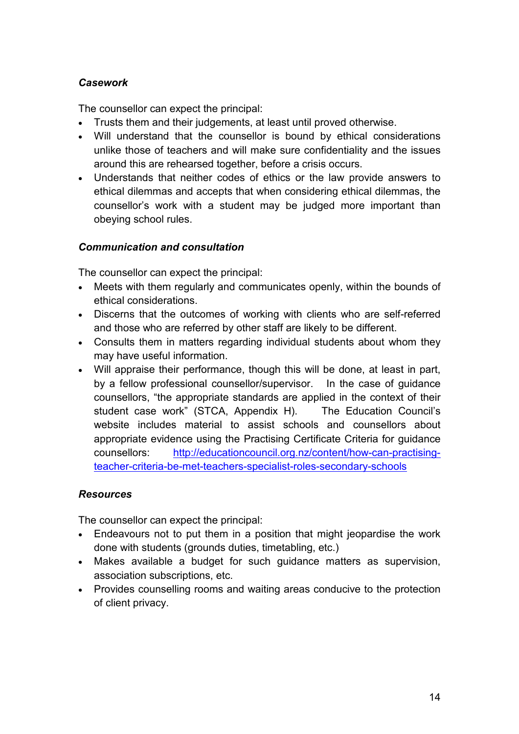***Casework***

The counsellor can expect the principal:

- Trusts them and their judgements, at least until proved otherwise.
- Will understand that the counsellor is bound by ethical considerations unlike those of teachers and will make sure confidentiality and the issues around this are rehearsed together, before a crisis occurs.
- Understands that neither codes of ethics or the law provide answers to ethical dilemmas and accepts that when considering ethical dilemmas, the counsellor's work with a student may be judged more important than obeying school rules.

***Communication and consultation***

The counsellor can expect the principal:

- Meets with them regularly and communicates openly, within the bounds of ethical considerations.
- Discerns that the outcomes of working with clients who are self-referred and those who are referred by other staff are likely to be different.
- Consults them in matters regarding individual students about whom they may have useful information.
- Will appraise their performance, though this will be done, at least in part, by a fellow professional counsellor/supervisor. In the case of guidance counsellors, "the appropriate standards are applied in the context of their student case work" (STCA, Appendix H). The Education Council's website includes material to assist schools and counsellors about appropriate evidence using the Practising Certificate Criteria for guidance counsellors: [http://educationcouncil.org.nz/content/how-can-practising-teacher-criteria-be-met-teachers-specialist-roles-secondary-schools](http://educationcouncil.org.nz/content/how-can-practising-teacher-criteria-be-met-teachers-specialist-roles-secondary-schools)

***Resources***

The counsellor can expect the principal:

- Endeavours not to put them in a position that might jeopardise the work done with students (grounds duties, timetabling, etc.)
- Makes available a budget for such guidance matters as supervision, association subscriptions, etc.
- Provides counselling rooms and waiting areas conducive to the protection of client privacy.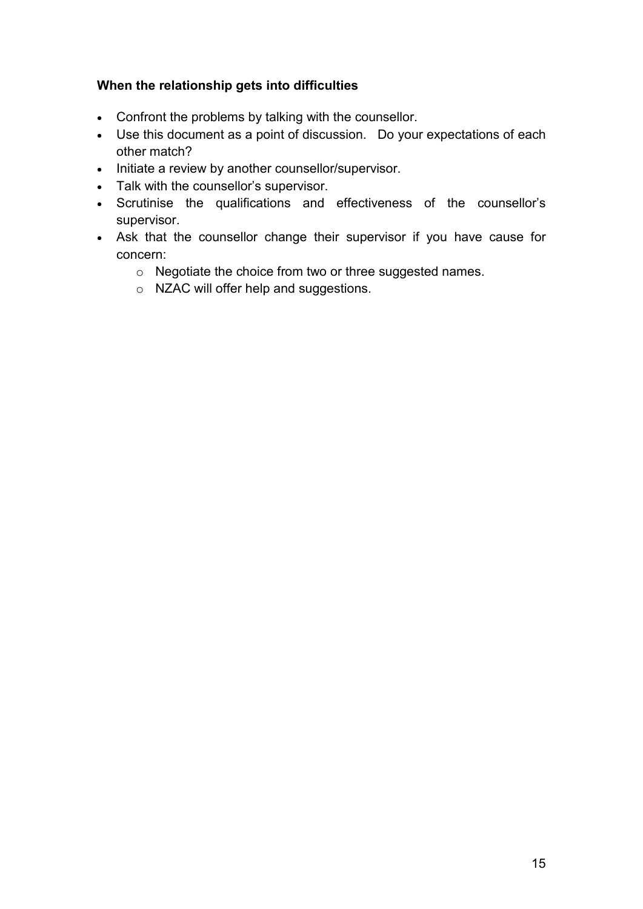**When the relationship gets into difficulties**

- Confront the problems by talking with the counsellor.
- Use this document as a point of discussion. Do your expectations of each other match?
- Initiate a review by another counsellor/supervisor.
- Talk with the counsellor's supervisor.
- Scrutinise the qualifications and effectiveness of the counsellor's supervisor.
- Ask that the counsellor change their supervisor if you have cause for concern:
    - Negotiate the choice from two or three suggested names.
    - NZAC will offer help and suggestions.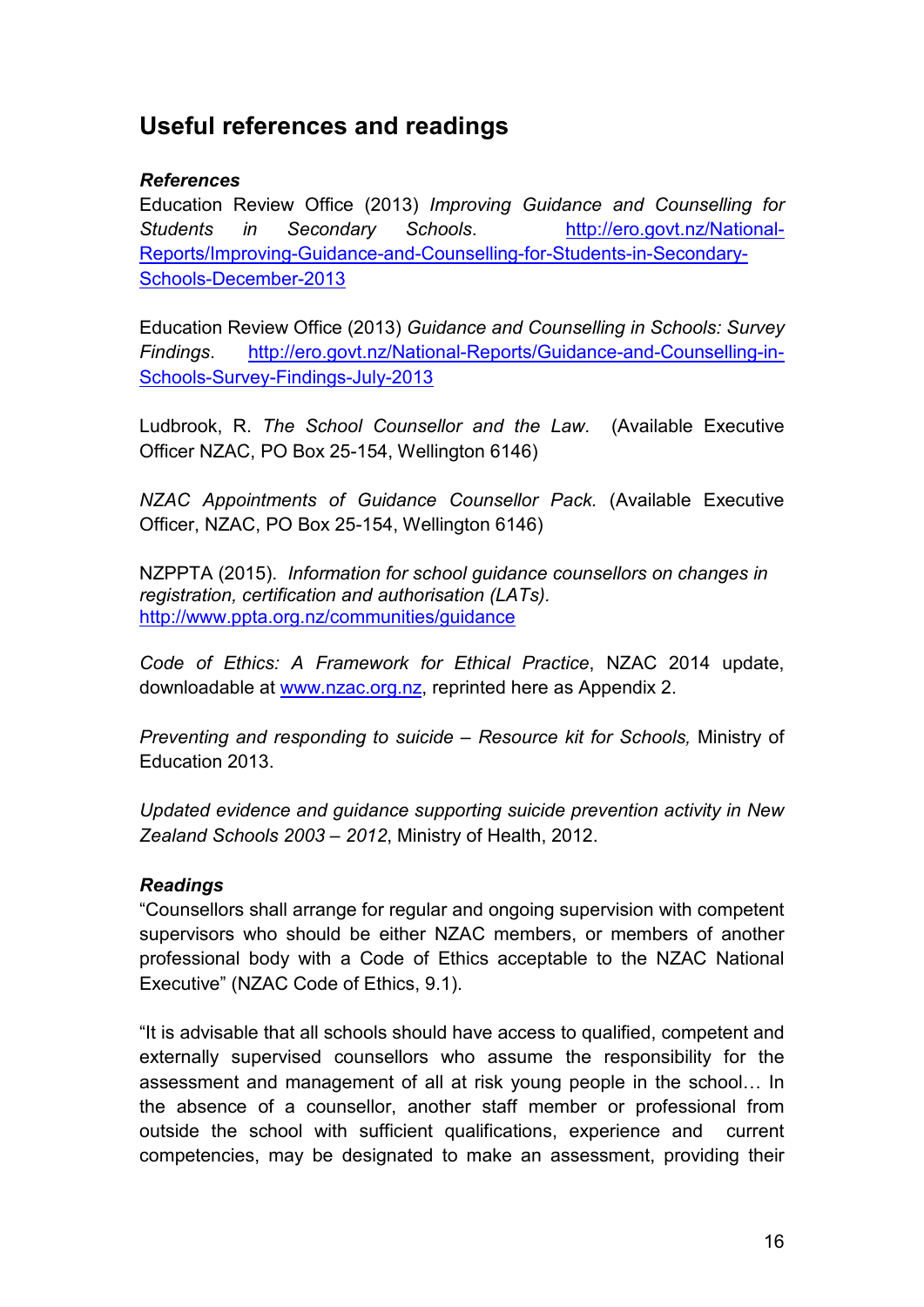## Useful references and readings

***References***

Education Review Office (2013) *Improving Guidance and Counselling for Students in Secondary Schools*. http://ero.govt.nz/National-Reports/Improving-Guidance-and-Counselling-for-Students-in-Secondary-Schools-December-2013

Education Review Office (2013) *Guidance and Counselling in Schools: Survey Findings*. http://ero.govt.nz/National-Reports/Guidance-and-Counselling-in-Schools-Survey-Findings-July-2013

Ludbrook, R. *The School Counsellor and the Law.* (Available Executive Officer NZAC, PO Box 25-154, Wellington 6146)

*NZAC Appointments of Guidance Counsellor Pack.* (Available Executive Officer, NZAC, PO Box 25-154, Wellington 6146)

NZPPTA (2015). *Information for school guidance counsellors on changes in registration, certification and authorisation (LATs).* http://www.ppta.org.nz/communities/guidance

*Code of Ethics: A Framework for Ethical Practice*, NZAC 2014 update, downloadable at www.nzac.org.nz, reprinted here as Appendix 2.

*Preventing and responding to suicide – Resource kit for Schools,* Ministry of Education 2013.

*Updated evidence and guidance supporting suicide prevention activity in New Zealand Schools 2003 – 2012*, Ministry of Health, 2012.

***Readings***

"Counsellors shall arrange for regular and ongoing supervision with competent supervisors who should be either NZAC members, or members of another professional body with a Code of Ethics acceptable to the NZAC National Executive" (NZAC Code of Ethics, 9.1).

"It is advisable that all schools should have access to qualified, competent and externally supervised counsellors who assume the responsibility for the assessment and management of all at risk young people in the school… In the absence of a counsellor, another staff member or professional from outside the school with sufficient qualifications, experience and current competencies, may be designated to make an assessment, providing their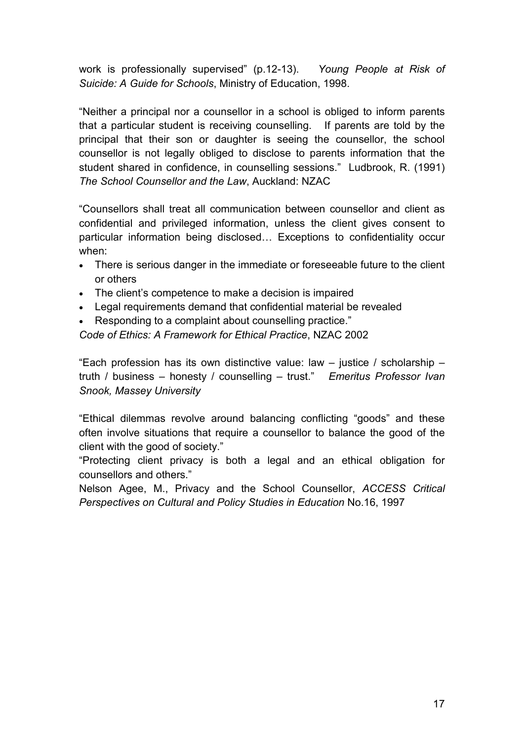work is professionally supervised" (p.12-13). *Young People at Risk of Suicide: A Guide for Schools*, Ministry of Education, 1998.

"Neither a principal nor a counsellor in a school is obliged to inform parents that a particular student is receiving counselling. If parents are told by the principal that their son or daughter is seeing the counsellor, the school counsellor is not legally obliged to disclose to parents information that the student shared in confidence, in counselling sessions." Ludbrook, R. (1991) *The School Counsellor and the Law*, Auckland: NZAC

"Counsellors shall treat all communication between counsellor and client as confidential and privileged information, unless the client gives consent to particular information being disclosed… Exceptions to confidentiality occur when:

- There is serious danger in the immediate or foreseeable future to the client or others
- The client's competence to make a decision is impaired
- Legal requirements demand that confidential material be revealed
- Responding to a complaint about counselling practice."

*Code of Ethics: A Framework for Ethical Practice*, NZAC 2002

"Each profession has its own distinctive value: law – justice / scholarship – truth / business – honesty / counselling – trust." *Emeritus Professor Ivan Snook, Massey University*

"Ethical dilemmas revolve around balancing conflicting "goods" and these often involve situations that require a counsellor to balance the good of the client with the good of society."

"Protecting client privacy is both a legal and an ethical obligation for counsellors and others."

Nelson Agee, M., Privacy and the School Counsellor, *ACCESS Critical Perspectives on Cultural and Policy Studies in Education* No.16, 1997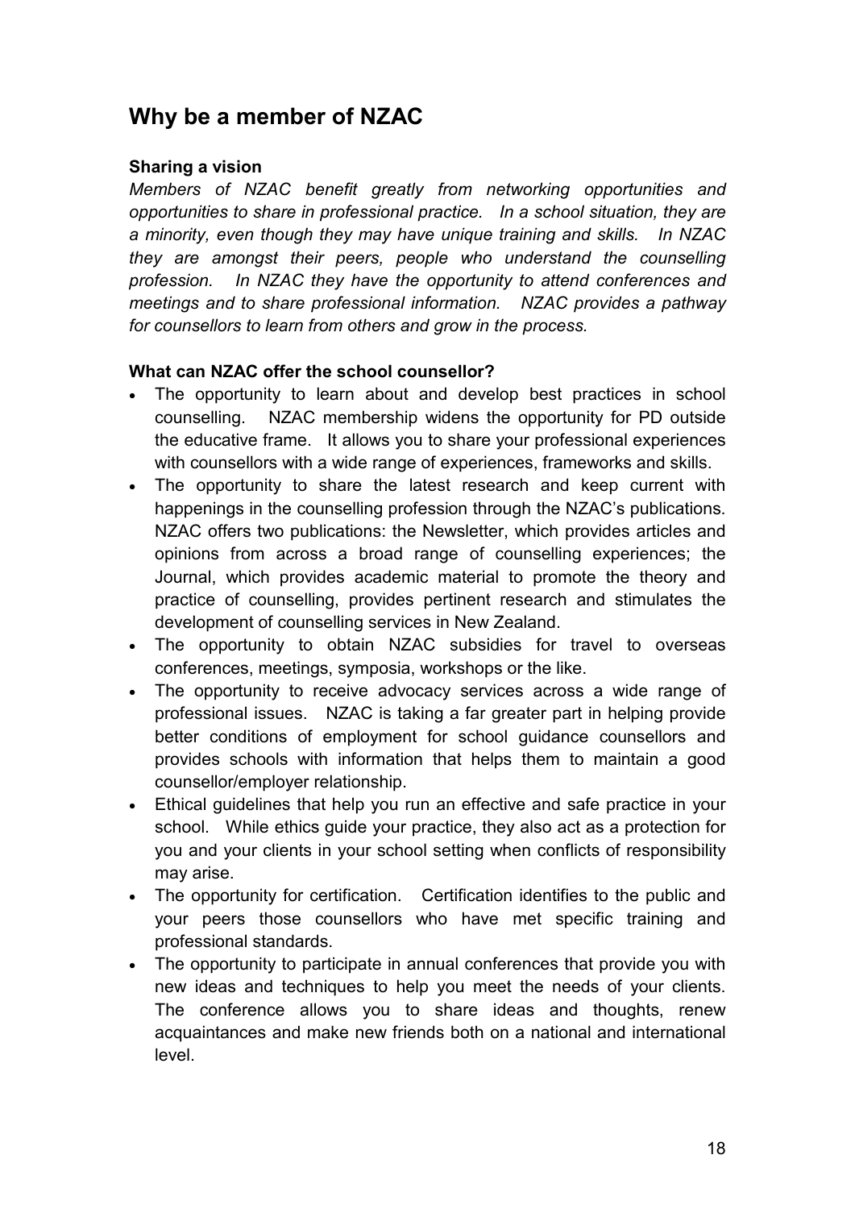## Why be a member of NZAC

### Sharing a vision

*Members of NZAC benefit greatly from networking opportunities and opportunities to share in professional practice. In a school situation, they are a minority, even though they may have unique training and skills. In NZAC they are amongst their peers, people who understand the counselling profession. In NZAC they have the opportunity to attend conferences and meetings and to share professional information. NZAC provides a pathway for counsellors to learn from others and grow in the process.*

### What can NZAC offer the school counsellor?

- The opportunity to learn about and develop best practices in school counselling. NZAC membership widens the opportunity for PD outside the educative frame. It allows you to share your professional experiences with counsellors with a wide range of experiences, frameworks and skills.
- The opportunity to share the latest research and keep current with happenings in the counselling profession through the NZAC's publications. NZAC offers two publications: the Newsletter, which provides articles and opinions from across a broad range of counselling experiences; the Journal, which provides academic material to promote the theory and practice of counselling, provides pertinent research and stimulates the development of counselling services in New Zealand.
- The opportunity to obtain NZAC subsidies for travel to overseas conferences, meetings, symposia, workshops or the like.
- The opportunity to receive advocacy services across a wide range of professional issues. NZAC is taking a far greater part in helping provide better conditions of employment for school guidance counsellors and provides schools with information that helps them to maintain a good counsellor/employer relationship.
- Ethical guidelines that help you run an effective and safe practice in your school. While ethics guide your practice, they also act as a protection for you and your clients in your school setting when conflicts of responsibility may arise.
- The opportunity for certification. Certification identifies to the public and your peers those counsellors who have met specific training and professional standards.
- The opportunity to participate in annual conferences that provide you with new ideas and techniques to help you meet the needs of your clients. The conference allows you to share ideas and thoughts, renew acquaintances and make new friends both on a national and international level.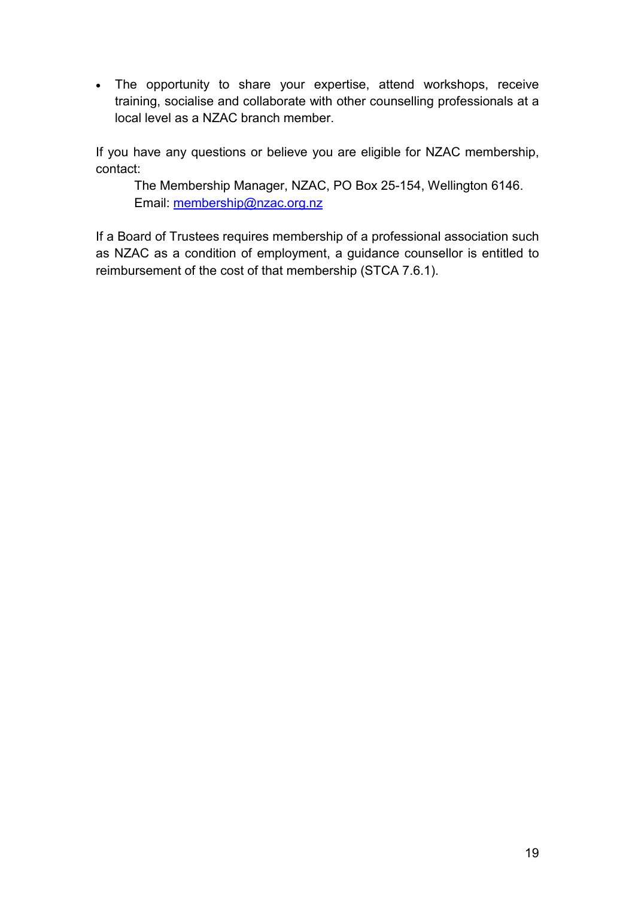- The opportunity to share your expertise, attend workshops, receive training, socialise and collaborate with other counselling professionals at a local level as a NZAC branch member.

If you have any questions or believe you are eligible for NZAC membership, contact:

> The Membership Manager, NZAC, PO Box 25-154, Wellington 6146.
> Email: [membership@nzac.org.nz](mailto:membership@nzac.org.nz)

If a Board of Trustees requires membership of a professional association such as NZAC as a condition of employment, a guidance counsellor is entitled to reimbursement of the cost of that membership (STCA 7.6.1).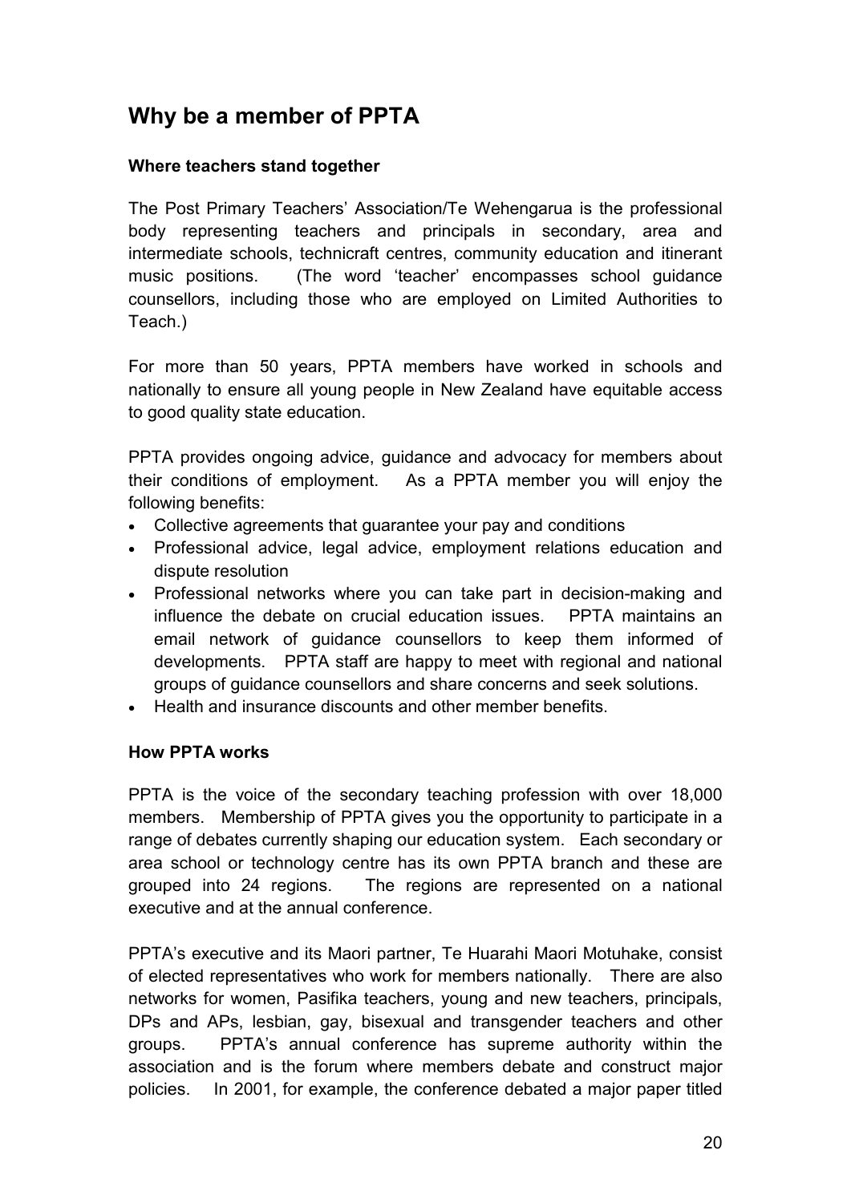# Why be a member of PPTA

### Where teachers stand together

The Post Primary Teachers' Association/Te Wehengarua is the professional body representing teachers and principals in secondary, area and intermediate schools, technicraft centres, community education and itinerant music positions. (The word 'teacher' encompasses school guidance counsellors, including those who are employed on Limited Authorities to Teach.)

For more than 50 years, PPTA members have worked in schools and nationally to ensure all young people in New Zealand have equitable access to good quality state education.

PPTA provides ongoing advice, guidance and advocacy for members about their conditions of employment. As a PPTA member you will enjoy the following benefits:

- Collective agreements that guarantee your pay and conditions
- Professional advice, legal advice, employment relations education and dispute resolution
- Professional networks where you can take part in decision-making and influence the debate on crucial education issues. PPTA maintains an email network of guidance counsellors to keep them informed of developments. PPTA staff are happy to meet with regional and national groups of guidance counsellors and share concerns and seek solutions.
- Health and insurance discounts and other member benefits.

### How PPTA works

PPTA is the voice of the secondary teaching profession with over 18,000 members. Membership of PPTA gives you the opportunity to participate in a range of debates currently shaping our education system. Each secondary or area school or technology centre has its own PPTA branch and these are grouped into 24 regions. The regions are represented on a national executive and at the annual conference.

PPTA's executive and its Maori partner, Te Huarahi Maori Motuhake, consist of elected representatives who work for members nationally. There are also networks for women, Pasifika teachers, young and new teachers, principals, DPs and APs, lesbian, gay, bisexual and transgender teachers and other groups. PPTA's annual conference has supreme authority within the association and is the forum where members debate and construct major policies. In 2001, for example, the conference debated a major paper titled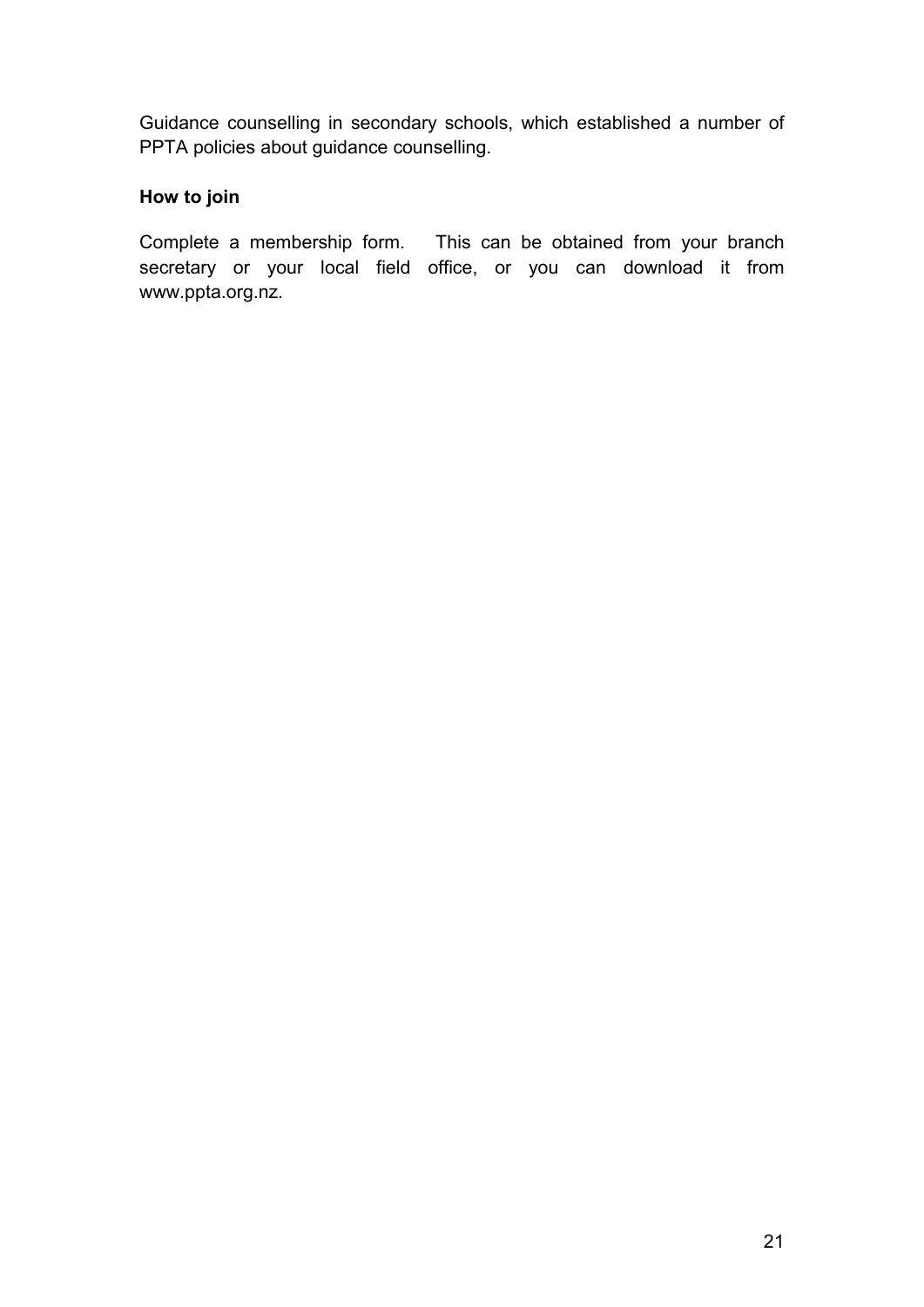Guidance counselling in secondary schools, which established a number of PPTA policies about guidance counselling.

**How to join**

Complete a membership form. This can be obtained from your branch secretary or your local field office, or you can download it from www.ppta.org.nz.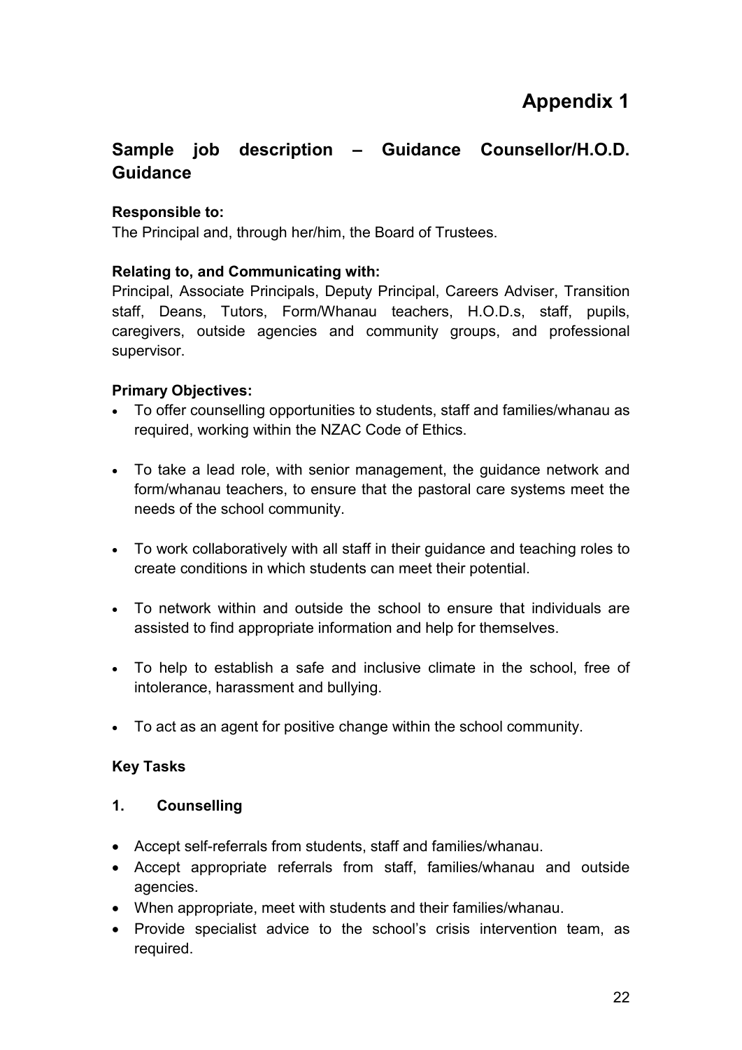# Appendix 1

## Sample job description – Guidance Counsellor/H.O.D. Guidance

**Responsible to:**
The Principal and, through her/him, the Board of Trustees.

**Relating to, and Communicating with:**
Principal, Associate Principals, Deputy Principal, Careers Adviser, Transition staff, Deans, Tutors, Form/Whanau teachers, H.O.D.s, staff, pupils, caregivers, outside agencies and community groups, and professional supervisor.

**Primary Objectives:**

- To offer counselling opportunities to students, staff and families/whanau as required, working within the NZAC Code of Ethics.
- To take a lead role, with senior management, the guidance network and form/whanau teachers, to ensure that the pastoral care systems meet the needs of the school community.
- To work collaboratively with all staff in their guidance and teaching roles to create conditions in which students can meet their potential.
- To network within and outside the school to ensure that individuals are assisted to find appropriate information and help for themselves.
- To help to establish a safe and inclusive climate in the school, free of intolerance, harassment and bullying.
- To act as an agent for positive change within the school community.

**Key Tasks**

**1. Counselling**

- Accept self-referrals from students, staff and families/whanau.
- Accept appropriate referrals from staff, families/whanau and outside agencies.
- When appropriate, meet with students and their families/whanau.
- Provide specialist advice to the school's crisis intervention team, as required.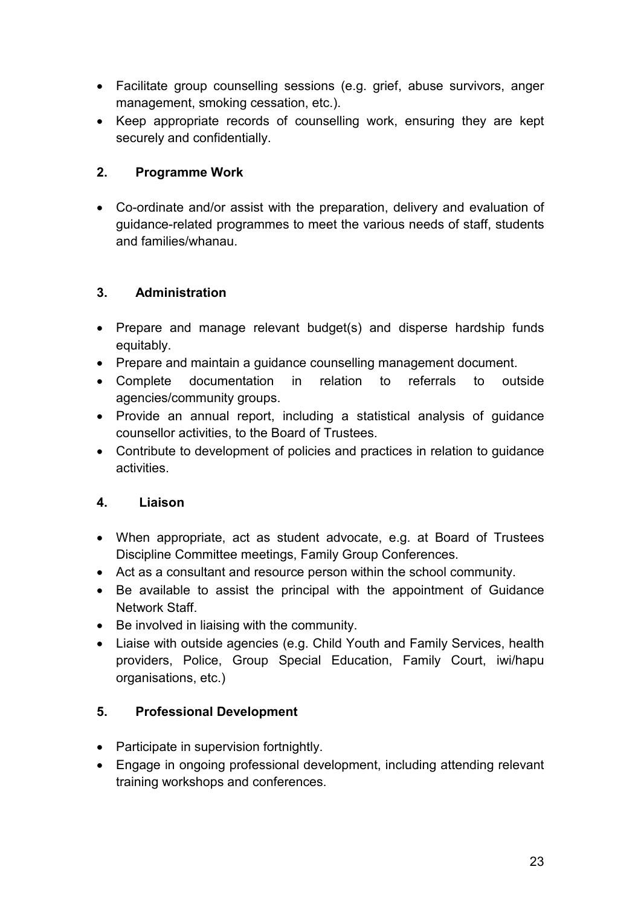- Facilitate group counselling sessions (e.g. grief, abuse survivors, anger management, smoking cessation, etc.).
- Keep appropriate records of counselling work, ensuring they are kept securely and confidentially.

### 2. Programme Work

- Co-ordinate and/or assist with the preparation, delivery and evaluation of guidance-related programmes to meet the various needs of staff, students and families/whanau.

### 3. Administration

- Prepare and manage relevant budget(s) and disperse hardship funds equitably.
- Prepare and maintain a guidance counselling management document.
- Complete documentation in relation to referrals to outside agencies/community groups.
- Provide an annual report, including a statistical analysis of guidance counsellor activities, to the Board of Trustees.
- Contribute to development of policies and practices in relation to guidance activities.

### 4. Liaison

- When appropriate, act as student advocate, e.g. at Board of Trustees Discipline Committee meetings, Family Group Conferences.
- Act as a consultant and resource person within the school community.
- Be available to assist the principal with the appointment of Guidance Network Staff.
- Be involved in liaising with the community.
- Liaise with outside agencies (e.g. Child Youth and Family Services, health providers, Police, Group Special Education, Family Court, iwi/hapu organisations, etc.)

### 5. Professional Development

- Participate in supervision fortnightly.
- Engage in ongoing professional development, including attending relevant training workshops and conferences.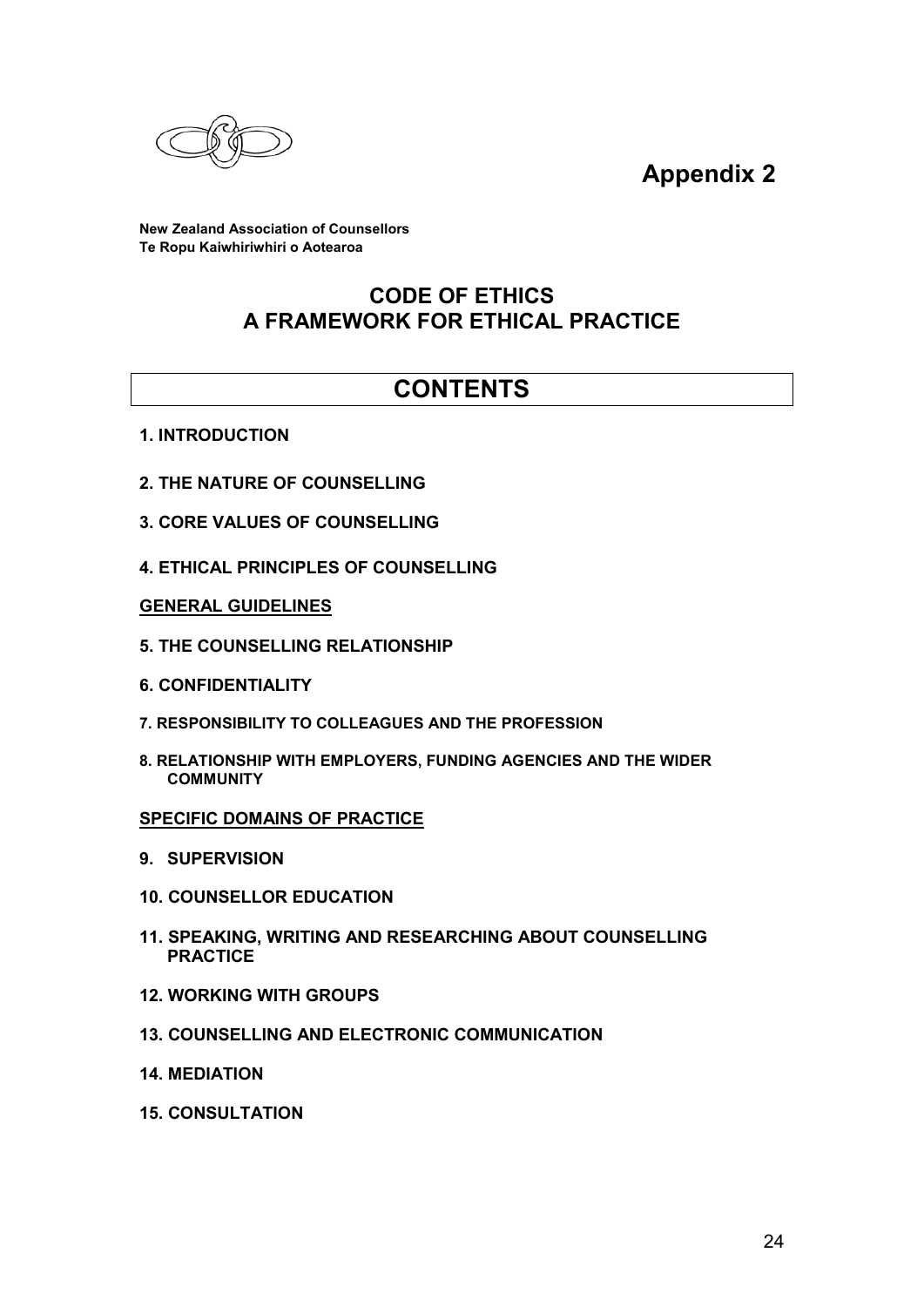# Appendix 2

**New Zealand Association of Counsellors**
**Te Ropu Kaiwhiriwhiri o Aotearoa**

## CODE OF ETHICS
## A FRAMEWORK FOR ETHICAL PRACTICE

## CONTENTS

**1. INTRODUCTION**

**2. THE NATURE OF COUNSELLING**

**3. CORE VALUES OF COUNSELLING**

**4. ETHICAL PRINCIPLES OF COUNSELLING**

**GENERAL GUIDELINES**

**5. THE COUNSELLING RELATIONSHIP**

**6. CONFIDENTIALITY**

**7. RESPONSIBILITY TO COLLEAGUES AND THE PROFESSION**

**8. RELATIONSHIP WITH EMPLOYERS, FUNDING AGENCIES AND THE WIDER COMMUNITY**

**SPECIFIC DOMAINS OF PRACTICE**

**9. SUPERVISION**

**10. COUNSELLOR EDUCATION**

**11. SPEAKING, WRITING AND RESEARCHING ABOUT COUNSELLING PRACTICE**

**12. WORKING WITH GROUPS**

**13. COUNSELLING AND ELECTRONIC COMMUNICATION**

**14. MEDIATION**

**15. CONSULTATION**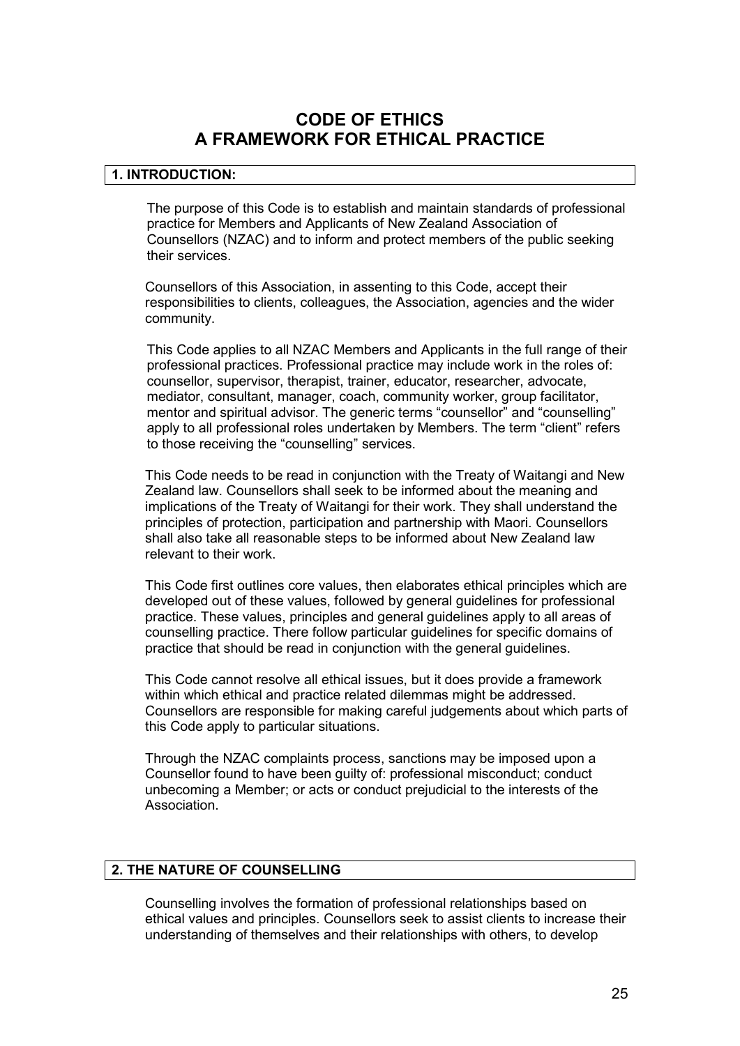# CODE OF ETHICS
# A FRAMEWORK FOR ETHICAL PRACTICE

## 1. INTRODUCTION:

The purpose of this Code is to establish and maintain standards of professional practice for Members and Applicants of New Zealand Association of Counsellors (NZAC) and to inform and protect members of the public seeking their services.

Counsellors of this Association, in assenting to this Code, accept their responsibilities to clients, colleagues, the Association, agencies and the wider community.

This Code applies to all NZAC Members and Applicants in the full range of their professional practices. Professional practice may include work in the roles of: counsellor, supervisor, therapist, trainer, educator, researcher, advocate, mediator, consultant, manager, coach, community worker, group facilitator, mentor and spiritual advisor. The generic terms "counsellor" and "counselling" apply to all professional roles undertaken by Members. The term "client" refers to those receiving the "counselling" services.

This Code needs to be read in conjunction with the Treaty of Waitangi and New Zealand law. Counsellors shall seek to be informed about the meaning and implications of the Treaty of Waitangi for their work. They shall understand the principles of protection, participation and partnership with Maori. Counsellors shall also take all reasonable steps to be informed about New Zealand law relevant to their work.

This Code first outlines core values, then elaborates ethical principles which are developed out of these values, followed by general guidelines for professional practice. These values, principles and general guidelines apply to all areas of counselling practice. There follow particular guidelines for specific domains of practice that should be read in conjunction with the general guidelines.

This Code cannot resolve all ethical issues, but it does provide a framework within which ethical and practice related dilemmas might be addressed. Counsellors are responsible for making careful judgements about which parts of this Code apply to particular situations.

Through the NZAC complaints process, sanctions may be imposed upon a Counsellor found to have been guilty of: professional misconduct; conduct unbecoming a Member; or acts or conduct prejudicial to the interests of the Association.

## 2. THE NATURE OF COUNSELLING

Counselling involves the formation of professional relationships based on ethical values and principles. Counsellors seek to assist clients to increase their understanding of themselves and their relationships with others, to develop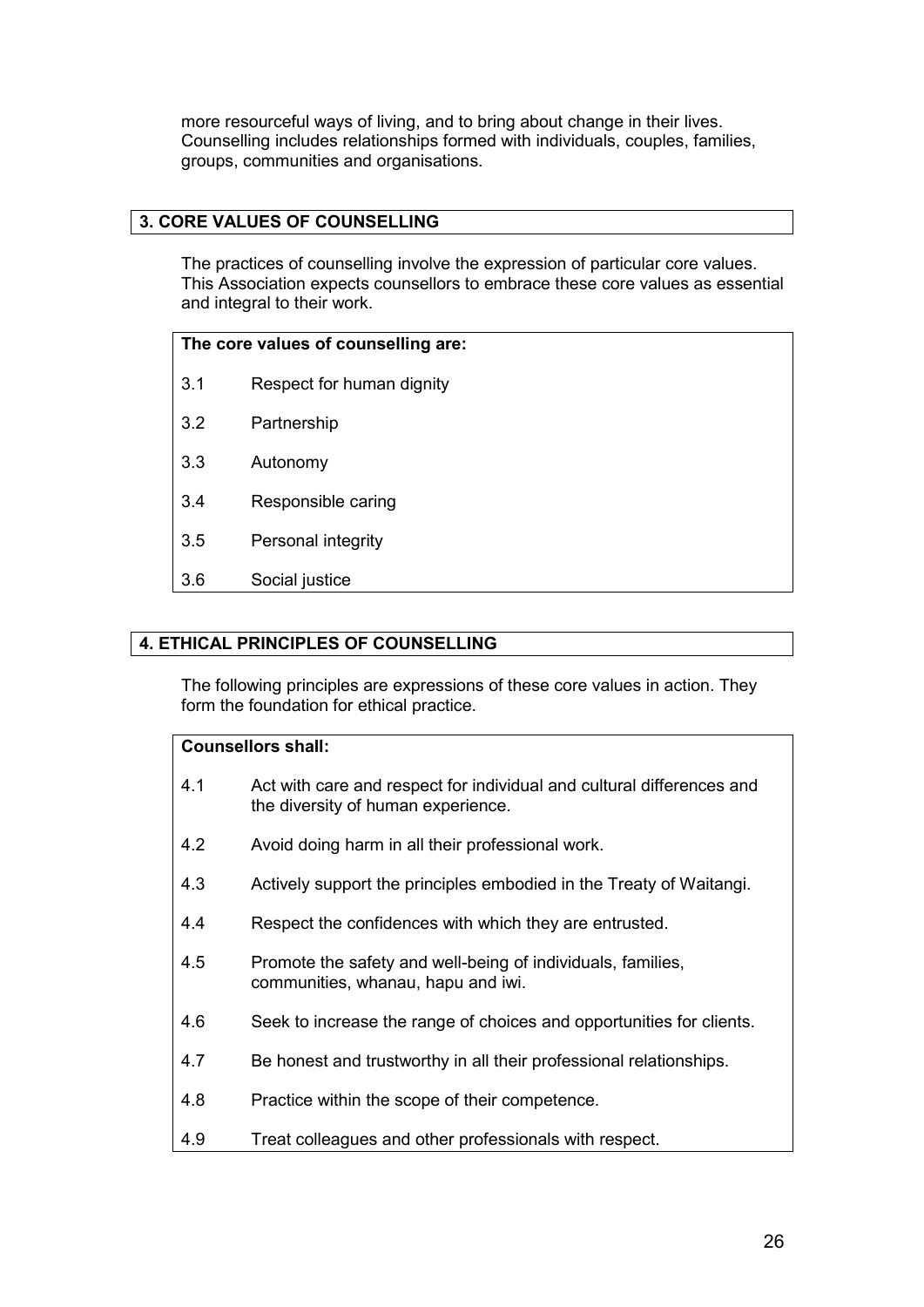more resourceful ways of living, and to bring about change in their lives. Counselling includes relationships formed with individuals, couples, families, groups, communities and organisations.

## 3. CORE VALUES OF COUNSELLING

The practices of counselling involve the expression of particular core values. This Association expects counsellors to embrace these core values as essential and integral to their work.

**The core values of counselling are:**

3.1 Respect for human dignity

3.2 Partnership

3.3 Autonomy

3.4 Responsible caring

3.5 Personal integrity

3.6 Social justice

## 4. ETHICAL PRINCIPLES OF COUNSELLING

The following principles are expressions of these core values in action. They form the foundation for ethical practice.

**Counsellors shall:**

4.1 Act with care and respect for individual and cultural differences and the diversity of human experience.

4.2 Avoid doing harm in all their professional work.

4.3 Actively support the principles embodied in the Treaty of Waitangi.

4.4 Respect the confidences with which they are entrusted.

4.5 Promote the safety and well-being of individuals, families, communities, whanau, hapu and iwi.

4.6 Seek to increase the range of choices and opportunities for clients.

4.7 Be honest and trustworthy in all their professional relationships.

4.8 Practice within the scope of their competence.

4.9 Treat colleagues and other professionals with respect.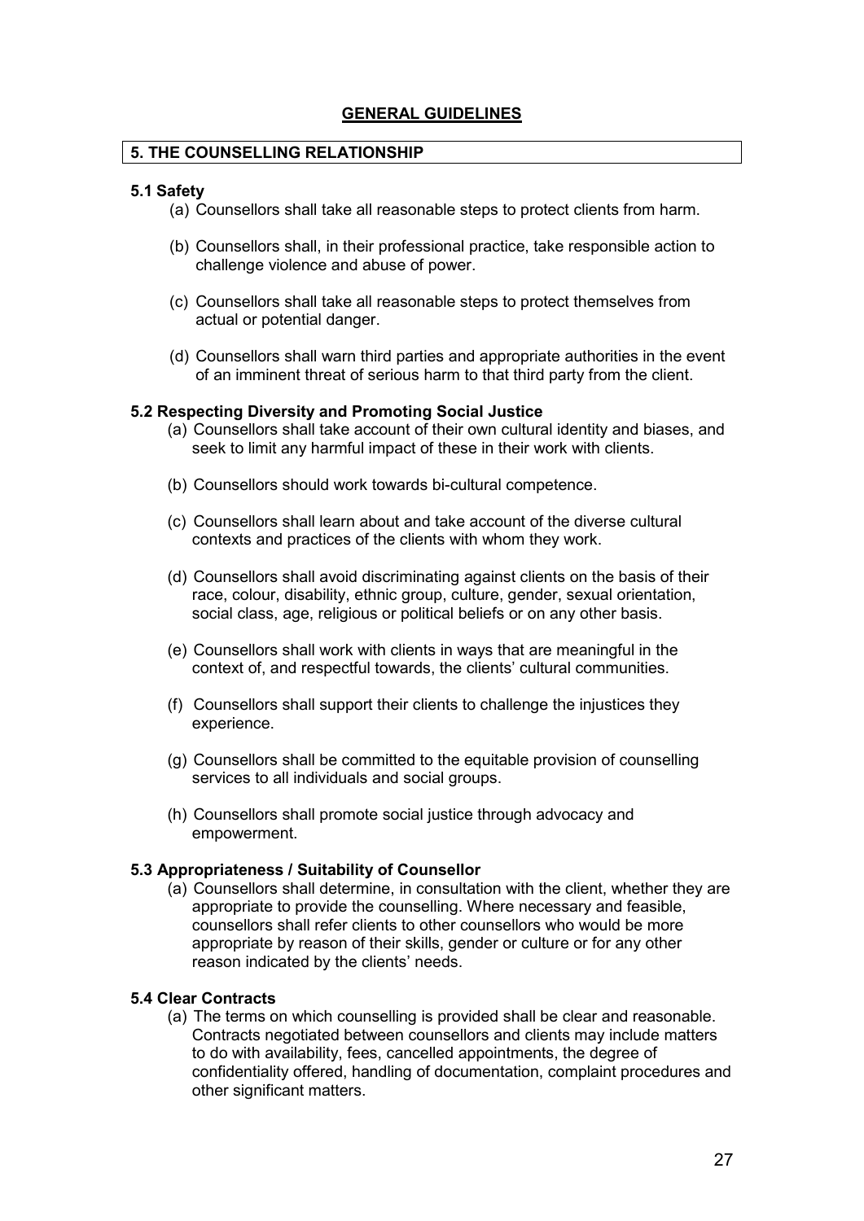## GENERAL GUIDELINES

### 5. THE COUNSELLING RELATIONSHIP

**5.1 Safety**

(a) Counsellors shall take all reasonable steps to protect clients from harm.

(b) Counsellors shall, in their professional practice, take responsible action to challenge violence and abuse of power.

(c) Counsellors shall take all reasonable steps to protect themselves from actual or potential danger.

(d) Counsellors shall warn third parties and appropriate authorities in the event of an imminent threat of serious harm to that third party from the client.

**5.2 Respecting Diversity and Promoting Social Justice**

(a) Counsellors shall take account of their own cultural identity and biases, and seek to limit any harmful impact of these in their work with clients.

(b) Counsellors should work towards bi-cultural competence.

(c) Counsellors shall learn about and take account of the diverse cultural contexts and practices of the clients with whom they work.

(d) Counsellors shall avoid discriminating against clients on the basis of their race, colour, disability, ethnic group, culture, gender, sexual orientation, social class, age, religious or political beliefs or on any other basis.

(e) Counsellors shall work with clients in ways that are meaningful in the context of, and respectful towards, the clients' cultural communities.

(f) Counsellors shall support their clients to challenge the injustices they experience.

(g) Counsellors shall be committed to the equitable provision of counselling services to all individuals and social groups.

(h) Counsellors shall promote social justice through advocacy and empowerment.

**5.3 Appropriateness / Suitability of Counsellor**

(a) Counsellors shall determine, in consultation with the client, whether they are appropriate to provide the counselling. Where necessary and feasible, counsellors shall refer clients to other counsellors who would be more appropriate by reason of their skills, gender or culture or for any other reason indicated by the clients' needs.

**5.4 Clear Contracts**

(a) The terms on which counselling is provided shall be clear and reasonable. Contracts negotiated between counsellors and clients may include matters to do with availability, fees, cancelled appointments, the degree of confidentiality offered, handling of documentation, complaint procedures and other significant matters.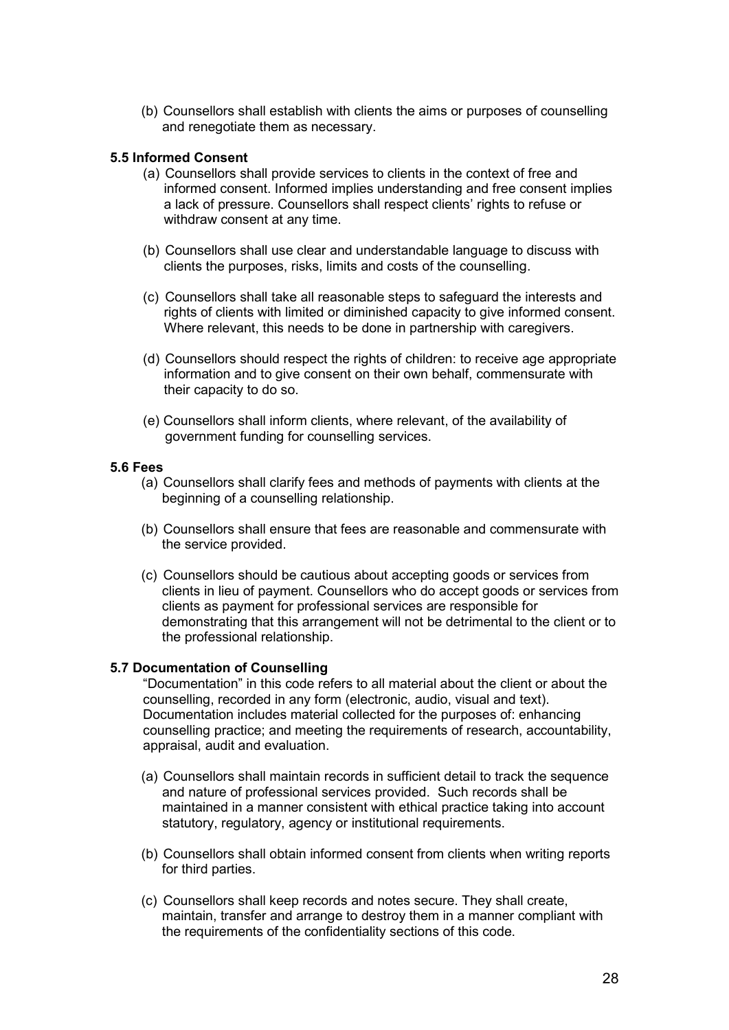(b) Counsellors shall establish with clients the aims or purposes of counselling and renegotiate them as necessary.

### 5.5 Informed Consent

(a) Counsellors shall provide services to clients in the context of free and informed consent. Informed implies understanding and free consent implies a lack of pressure. Counsellors shall respect clients' rights to refuse or withdraw consent at any time.

(b) Counsellors shall use clear and understandable language to discuss with clients the purposes, risks, limits and costs of the counselling.

(c) Counsellors shall take all reasonable steps to safeguard the interests and rights of clients with limited or diminished capacity to give informed consent. Where relevant, this needs to be done in partnership with caregivers.

(d) Counsellors should respect the rights of children: to receive age appropriate information and to give consent on their own behalf, commensurate with their capacity to do so.

(e) Counsellors shall inform clients, where relevant, of the availability of government funding for counselling services.

### 5.6 Fees

(a) Counsellors shall clarify fees and methods of payments with clients at the beginning of a counselling relationship.

(b) Counsellors shall ensure that fees are reasonable and commensurate with the service provided.

(c) Counsellors should be cautious about accepting goods or services from clients in lieu of payment. Counsellors who do accept goods or services from clients as payment for professional services are responsible for demonstrating that this arrangement will not be detrimental to the client or to the professional relationship.

### 5.7 Documentation of Counselling

"Documentation" in this code refers to all material about the client or about the counselling, recorded in any form (electronic, audio, visual and text). Documentation includes material collected for the purposes of: enhancing counselling practice; and meeting the requirements of research, accountability, appraisal, audit and evaluation.

(a) Counsellors shall maintain records in sufficient detail to track the sequence and nature of professional services provided. Such records shall be maintained in a manner consistent with ethical practice taking into account statutory, regulatory, agency or institutional requirements.

(b) Counsellors shall obtain informed consent from clients when writing reports for third parties.

(c) Counsellors shall keep records and notes secure. They shall create, maintain, transfer and arrange to destroy them in a manner compliant with the requirements of the confidentiality sections of this code.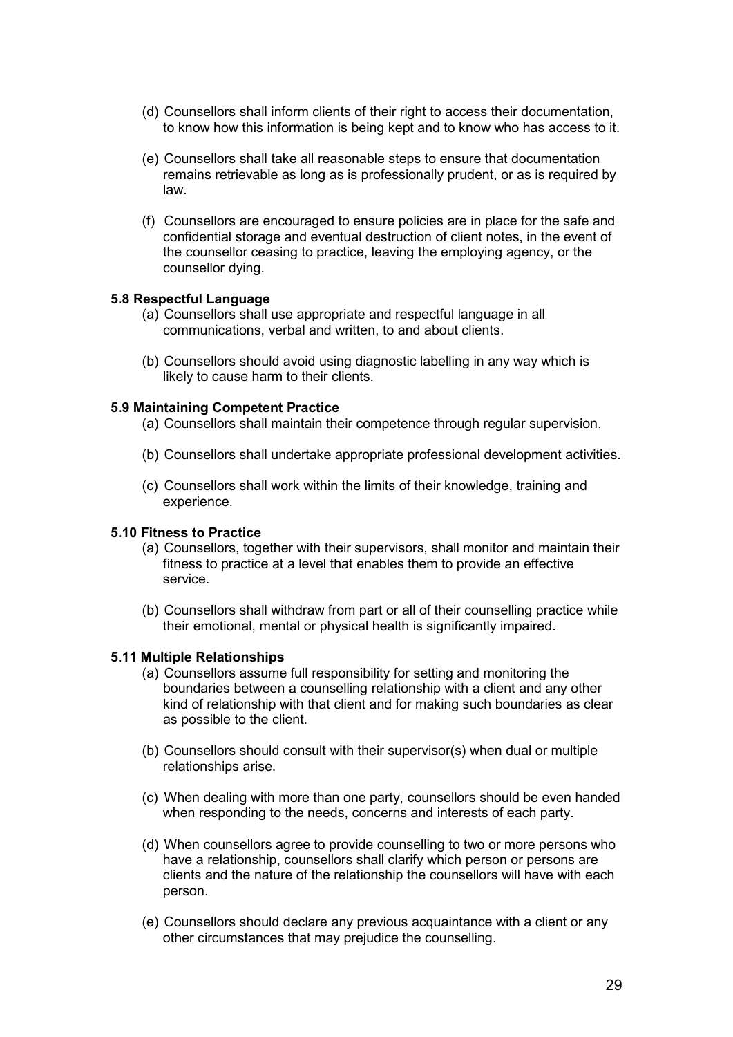(d) Counsellors shall inform clients of their right to access their documentation, to know how this information is being kept and to know who has access to it.

(e) Counsellors shall take all reasonable steps to ensure that documentation remains retrievable as long as is professionally prudent, or as is required by law.

(f) Counsellors are encouraged to ensure policies are in place for the safe and confidential storage and eventual destruction of client notes, in the event of the counsellor ceasing to practice, leaving the employing agency, or the counsellor dying.

**5.8 Respectful Language**

(a) Counsellors shall use appropriate and respectful language in all communications, verbal and written, to and about clients.

(b) Counsellors should avoid using diagnostic labelling in any way which is likely to cause harm to their clients.

**5.9 Maintaining Competent Practice**

(a) Counsellors shall maintain their competence through regular supervision.

(b) Counsellors shall undertake appropriate professional development activities.

(c) Counsellors shall work within the limits of their knowledge, training and experience.

**5.10 Fitness to Practice**

(a) Counsellors, together with their supervisors, shall monitor and maintain their fitness to practice at a level that enables them to provide an effective service.

(b) Counsellors shall withdraw from part or all of their counselling practice while their emotional, mental or physical health is significantly impaired.

**5.11 Multiple Relationships**

(a) Counsellors assume full responsibility for setting and monitoring the boundaries between a counselling relationship with a client and any other kind of relationship with that client and for making such boundaries as clear as possible to the client.

(b) Counsellors should consult with their supervisor(s) when dual or multiple relationships arise.

(c) When dealing with more than one party, counsellors should be even handed when responding to the needs, concerns and interests of each party.

(d) When counsellors agree to provide counselling to two or more persons who have a relationship, counsellors shall clarify which person or persons are clients and the nature of the relationship the counsellors will have with each person.

(e) Counsellors should declare any previous acquaintance with a client or any other circumstances that may prejudice the counselling.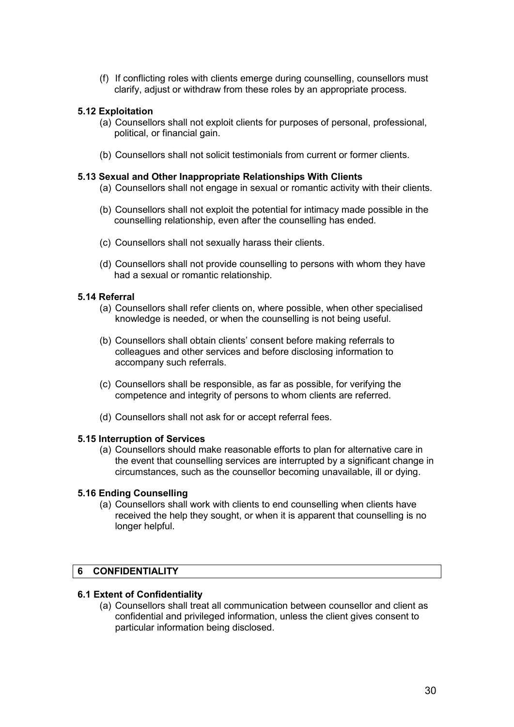(f) If conflicting roles with clients emerge during counselling, counsellors must clarify, adjust or withdraw from these roles by an appropriate process.

### 5.12 Exploitation

(a) Counsellors shall not exploit clients for purposes of personal, professional, political, or financial gain.

(b) Counsellors shall not solicit testimonials from current or former clients.

### 5.13 Sexual and Other Inappropriate Relationships With Clients

(a) Counsellors shall not engage in sexual or romantic activity with their clients.

(b) Counsellors shall not exploit the potential for intimacy made possible in the counselling relationship, even after the counselling has ended.

(c) Counsellors shall not sexually harass their clients.

(d) Counsellors shall not provide counselling to persons with whom they have had a sexual or romantic relationship.

### 5.14 Referral

(a) Counsellors shall refer clients on, where possible, when other specialised knowledge is needed, or when the counselling is not being useful.

(b) Counsellors shall obtain clients' consent before making referrals to colleagues and other services and before disclosing information to accompany such referrals.

(c) Counsellors shall be responsible, as far as possible, for verifying the competence and integrity of persons to whom clients are referred.

(d) Counsellors shall not ask for or accept referral fees.

### 5.15 Interruption of Services

(a) Counsellors should make reasonable efforts to plan for alternative care in the event that counselling services are interrupted by a significant change in circumstances, such as the counsellor becoming unavailable, ill or dying.

### 5.16 Ending Counselling

(a) Counsellors shall work with clients to end counselling when clients have received the help they sought, or when it is apparent that counselling is no longer helpful.

## 6 CONFIDENTIALITY

### 6.1 Extent of Confidentiality

(a) Counsellors shall treat all communication between counsellor and client as confidential and privileged information, unless the client gives consent to particular information being disclosed.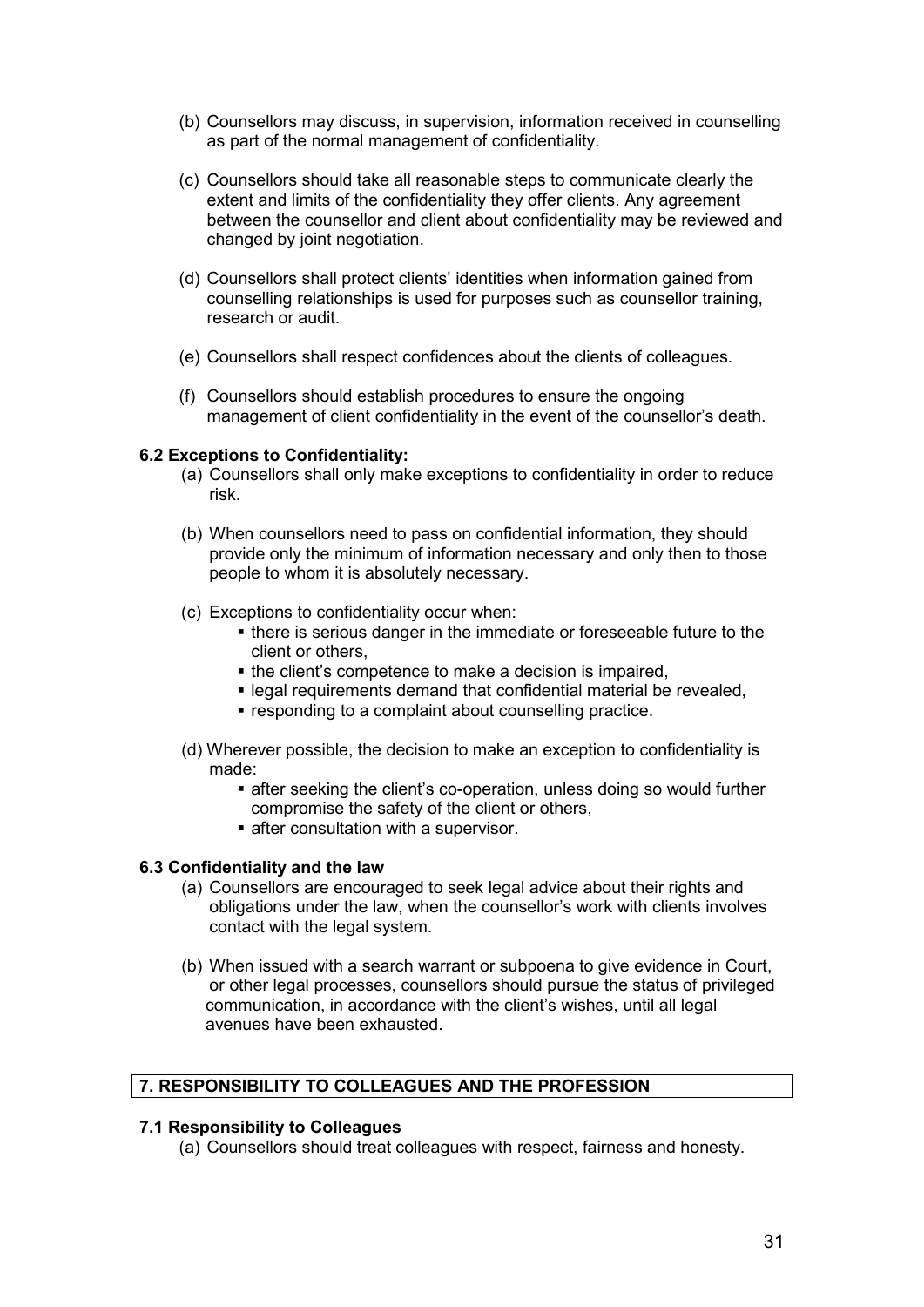(b) Counsellors may discuss, in supervision, information received in counselling as part of the normal management of confidentiality.

(c) Counsellors should take all reasonable steps to communicate clearly the extent and limits of the confidentiality they offer clients. Any agreement between the counsellor and client about confidentiality may be reviewed and changed by joint negotiation.

(d) Counsellors shall protect clients' identities when information gained from counselling relationships is used for purposes such as counsellor training, research or audit.

(e) Counsellors shall respect confidences about the clients of colleagues.

(f) Counsellors should establish procedures to ensure the ongoing management of client confidentiality in the event of the counsellor's death.

### 6.2 Exceptions to Confidentiality:

(a) Counsellors shall only make exceptions to confidentiality in order to reduce risk.

(b) When counsellors need to pass on confidential information, they should provide only the minimum of information necessary and only then to those people to whom it is absolutely necessary.

(c) Exceptions to confidentiality occur when:

- there is serious danger in the immediate or foreseeable future to the client or others,
- the client's competence to make a decision is impaired,
- legal requirements demand that confidential material be revealed,
- responding to a complaint about counselling practice.

(d) Wherever possible, the decision to make an exception to confidentiality is made:

- after seeking the client's co-operation, unless doing so would further compromise the safety of the client or others,
- after consultation with a supervisor.

### 6.3 Confidentiality and the law

(a) Counsellors are encouraged to seek legal advice about their rights and obligations under the law, when the counsellor's work with clients involves contact with the legal system.

(b) When issued with a search warrant or subpoena to give evidence in Court, or other legal processes, counsellors should pursue the status of privileged communication, in accordance with the client's wishes, until all legal avenues have been exhausted.

## 7. RESPONSIBILITY TO COLLEAGUES AND THE PROFESSION

### 7.1 Responsibility to Colleagues

(a) Counsellors should treat colleagues with respect, fairness and honesty.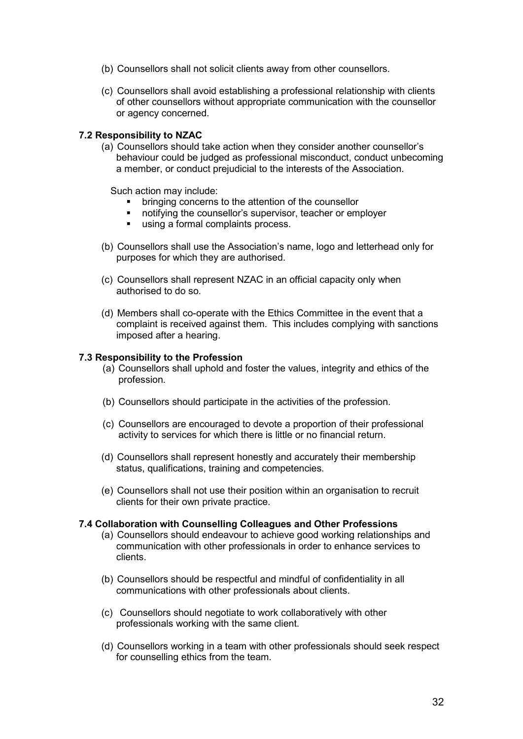(b) Counsellors shall not solicit clients away from other counsellors.

(c) Counsellors shall avoid establishing a professional relationship with clients of other counsellors without appropriate communication with the counsellor or agency concerned.

**7.2 Responsibility to NZAC**

(a) Counsellors should take action when they consider another counsellor's behaviour could be judged as professional misconduct, conduct unbecoming a member, or conduct prejudicial to the interests of the Association.

Such action may include:

- bringing concerns to the attention of the counsellor
- notifying the counsellor's supervisor, teacher or employer
- using a formal complaints process.

(b) Counsellors shall use the Association's name, logo and letterhead only for purposes for which they are authorised.

(c) Counsellors shall represent NZAC in an official capacity only when authorised to do so.

(d) Members shall co-operate with the Ethics Committee in the event that a complaint is received against them. This includes complying with sanctions imposed after a hearing.

**7.3 Responsibility to the Profession**

(a) Counsellors shall uphold and foster the values, integrity and ethics of the profession.

(b) Counsellors should participate in the activities of the profession.

(c) Counsellors are encouraged to devote a proportion of their professional activity to services for which there is little or no financial return.

(d) Counsellors shall represent honestly and accurately their membership status, qualifications, training and competencies.

(e) Counsellors shall not use their position within an organisation to recruit clients for their own private practice.

**7.4 Collaboration with Counselling Colleagues and Other Professions**

(a) Counsellors should endeavour to achieve good working relationships and communication with other professionals in order to enhance services to clients.

(b) Counsellors should be respectful and mindful of confidentiality in all communications with other professionals about clients.

(c) Counsellors should negotiate to work collaboratively with other professionals working with the same client.

(d) Counsellors working in a team with other professionals should seek respect for counselling ethics from the team.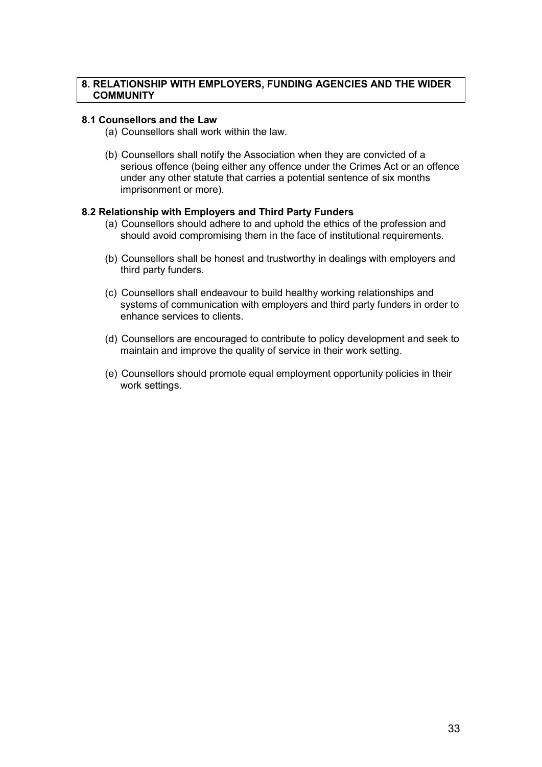## 8. RELATIONSHIP WITH EMPLOYERS, FUNDING AGENCIES AND THE WIDER COMMUNITY

### 8.1 Counsellors and the Law

(a) Counsellors shall work within the law.

(b) Counsellors shall notify the Association when they are convicted of a serious offence (being either any offence under the Crimes Act or an offence under any other statute that carries a potential sentence of six months imprisonment or more).

### 8.2 Relationship with Employers and Third Party Funders

(a) Counsellors should adhere to and uphold the ethics of the profession and should avoid compromising them in the face of institutional requirements.

(b) Counsellors shall be honest and trustworthy in dealings with employers and third party funders.

(c) Counsellors shall endeavour to build healthy working relationships and systems of communication with employers and third party funders in order to enhance services to clients.

(d) Counsellors are encouraged to contribute to policy development and seek to maintain and improve the quality of service in their work setting.

(e) Counsellors should promote equal employment opportunity policies in their work settings.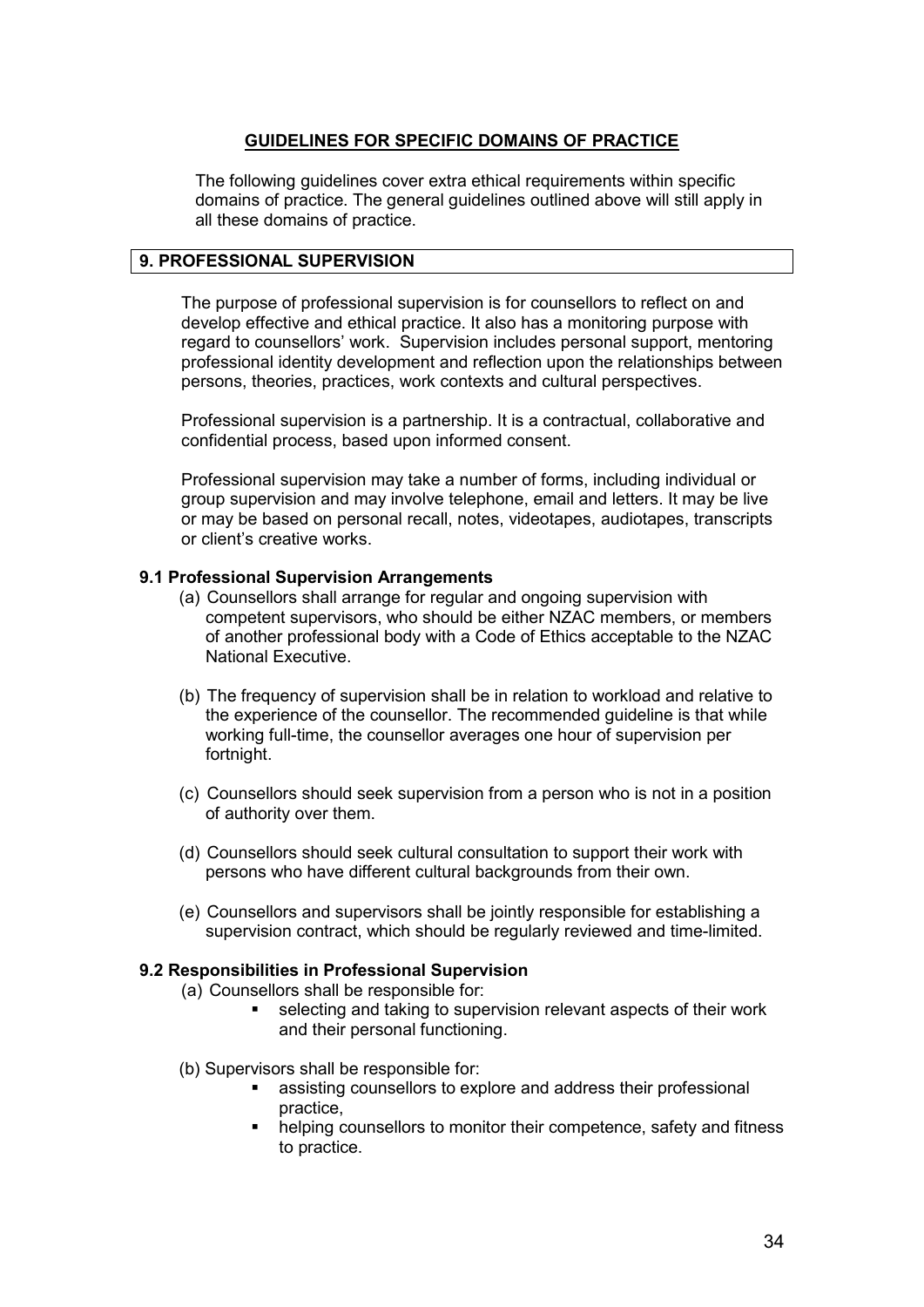## GUIDELINES FOR SPECIFIC DOMAINS OF PRACTICE

The following guidelines cover extra ethical requirements within specific domains of practice. The general guidelines outlined above will still apply in all these domains of practice.

## 9. PROFESSIONAL SUPERVISION

The purpose of professional supervision is for counsellors to reflect on and develop effective and ethical practice. It also has a monitoring purpose with regard to counsellors' work. Supervision includes personal support, mentoring professional identity development and reflection upon the relationships between persons, theories, practices, work contexts and cultural perspectives.

Professional supervision is a partnership. It is a contractual, collaborative and confidential process, based upon informed consent.

Professional supervision may take a number of forms, including individual or group supervision and may involve telephone, email and letters. It may be live or may be based on personal recall, notes, videotapes, audiotapes, transcripts or client's creative works.

### 9.1 Professional Supervision Arrangements

(a) Counsellors shall arrange for regular and ongoing supervision with competent supervisors, who should be either NZAC members, or members of another professional body with a Code of Ethics acceptable to the NZAC National Executive.

(b) The frequency of supervision shall be in relation to workload and relative to the experience of the counsellor. The recommended guideline is that while working full-time, the counsellor averages one hour of supervision per fortnight.

(c) Counsellors should seek supervision from a person who is not in a position of authority over them.

(d) Counsellors should seek cultural consultation to support their work with persons who have different cultural backgrounds from their own.

(e) Counsellors and supervisors shall be jointly responsible for establishing a supervision contract, which should be regularly reviewed and time-limited.

### 9.2 Responsibilities in Professional Supervision

(a) Counsellors shall be responsible for:

- selecting and taking to supervision relevant aspects of their work and their personal functioning.

(b) Supervisors shall be responsible for:

- assisting counsellors to explore and address their professional practice,
- helping counsellors to monitor their competence, safety and fitness to practice.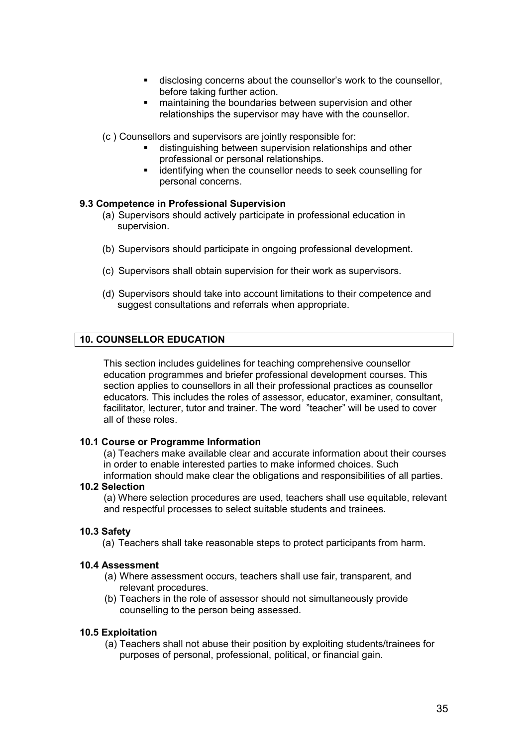- disclosing concerns about the counsellor's work to the counsellor, before taking further action.
- maintaining the boundaries between supervision and other relationships the supervisor may have with the counsellor.

(c ) Counsellors and supervisors are jointly responsible for:

- distinguishing between supervision relationships and other professional or personal relationships.
- identifying when the counsellor needs to seek counselling for personal concerns.

**9.3 Competence in Professional Supervision**

(a) Supervisors should actively participate in professional education in supervision.

(b) Supervisors should participate in ongoing professional development.

(c) Supervisors shall obtain supervision for their work as supervisors.

(d) Supervisors should take into account limitations to their competence and suggest consultations and referrals when appropriate.

## 10. COUNSELLOR EDUCATION

This section includes guidelines for teaching comprehensive counsellor education programmes and briefer professional development courses. This section applies to counsellors in all their professional practices as counsellor educators. This includes the roles of assessor, educator, examiner, consultant, facilitator, lecturer, tutor and trainer. The word "teacher" will be used to cover all of these roles.

**10.1 Course or Programme Information**

(a) Teachers make available clear and accurate information about their courses in order to enable interested parties to make informed choices. Such information should make clear the obligations and responsibilities of all parties.

**10.2 Selection**

(a) Where selection procedures are used, teachers shall use equitable, relevant and respectful processes to select suitable students and trainees.

**10.3 Safety**

(a) Teachers shall take reasonable steps to protect participants from harm.

**10.4 Assessment**

(a) Where assessment occurs, teachers shall use fair, transparent, and relevant procedures.

(b) Teachers in the role of assessor should not simultaneously provide counselling to the person being assessed.

**10.5 Exploitation**

(a) Teachers shall not abuse their position by exploiting students/trainees for purposes of personal, professional, political, or financial gain.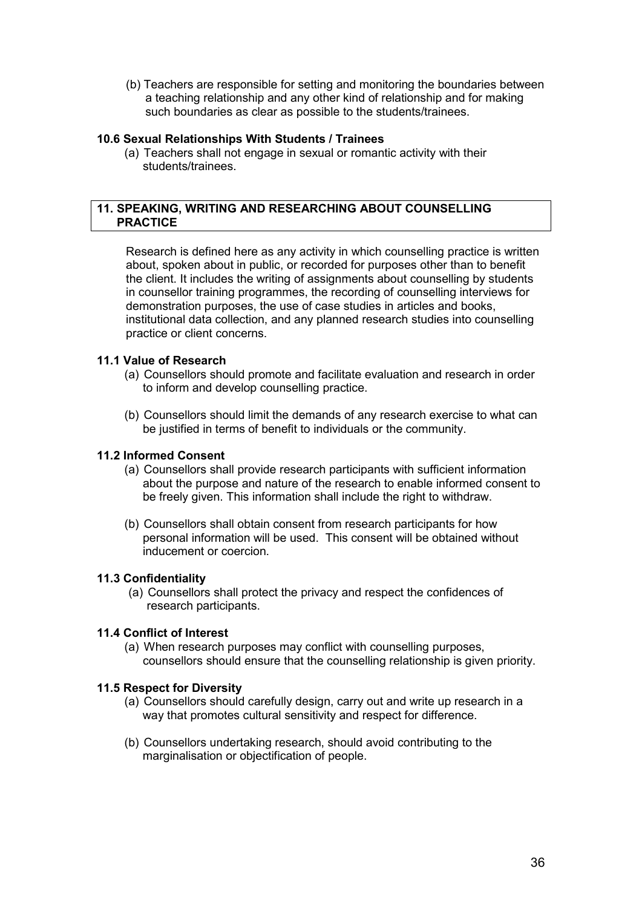(b) Teachers are responsible for setting and monitoring the boundaries between a teaching relationship and any other kind of relationship and for making such boundaries as clear as possible to the students/trainees.

### 10.6 Sexual Relationships With Students / Trainees

(a) Teachers shall not engage in sexual or romantic activity with their students/trainees.

## 11. SPEAKING, WRITING AND RESEARCHING ABOUT COUNSELLING PRACTICE

Research is defined here as any activity in which counselling practice is written about, spoken about in public, or recorded for purposes other than to benefit the client. It includes the writing of assignments about counselling by students in counsellor training programmes, the recording of counselling interviews for demonstration purposes, the use of case studies in articles and books, institutional data collection, and any planned research studies into counselling practice or client concerns.

### 11.1 Value of Research

(a) Counsellors should promote and facilitate evaluation and research in order to inform and develop counselling practice.

(b) Counsellors should limit the demands of any research exercise to what can be justified in terms of benefit to individuals or the community.

### 11.2 Informed Consent

(a) Counsellors shall provide research participants with sufficient information about the purpose and nature of the research to enable informed consent to be freely given. This information shall include the right to withdraw.

(b) Counsellors shall obtain consent from research participants for how personal information will be used. This consent will be obtained without inducement or coercion.

### 11.3 Confidentiality

(a) Counsellors shall protect the privacy and respect the confidences of research participants.

### 11.4 Conflict of Interest

(a) When research purposes may conflict with counselling purposes, counsellors should ensure that the counselling relationship is given priority.

### 11.5 Respect for Diversity

(a) Counsellors should carefully design, carry out and write up research in a way that promotes cultural sensitivity and respect for difference.

(b) Counsellors undertaking research, should avoid contributing to the marginalisation or objectification of people.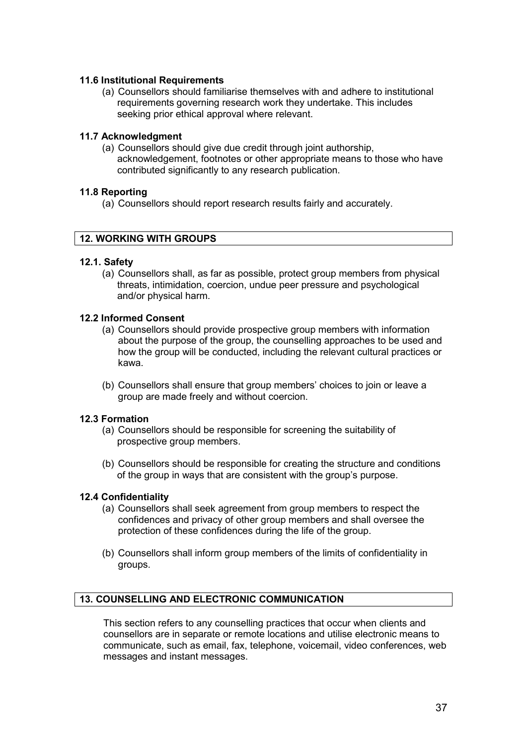#### 11.6 Institutional Requirements

(a) Counsellors should familiarise themselves with and adhere to institutional requirements governing research work they undertake. This includes seeking prior ethical approval where relevant.

#### 11.7 Acknowledgment

(a) Counsellors should give due credit through joint authorship, acknowledgement, footnotes or other appropriate means to those who have contributed significantly to any research publication.

#### 11.8 Reporting

(a) Counsellors should report research results fairly and accurately.

## 12. WORKING WITH GROUPS

#### 12.1. Safety

(a) Counsellors shall, as far as possible, protect group members from physical threats, intimidation, coercion, undue peer pressure and psychological and/or physical harm.

#### 12.2 Informed Consent

(a) Counsellors should provide prospective group members with information about the purpose of the group, the counselling approaches to be used and how the group will be conducted, including the relevant cultural practices or kawa.

(b) Counsellors shall ensure that group members' choices to join or leave a group are made freely and without coercion.

#### 12.3 Formation

(a) Counsellors should be responsible for screening the suitability of prospective group members.

(b) Counsellors should be responsible for creating the structure and conditions of the group in ways that are consistent with the group's purpose.

#### 12.4 Confidentiality

(a) Counsellors shall seek agreement from group members to respect the confidences and privacy of other group members and shall oversee the protection of these confidences during the life of the group.

(b) Counsellors shall inform group members of the limits of confidentiality in groups.

## 13. COUNSELLING AND ELECTRONIC COMMUNICATION

This section refers to any counselling practices that occur when clients and counsellors are in separate or remote locations and utilise electronic means to communicate, such as email, fax, telephone, voicemail, video conferences, web messages and instant messages.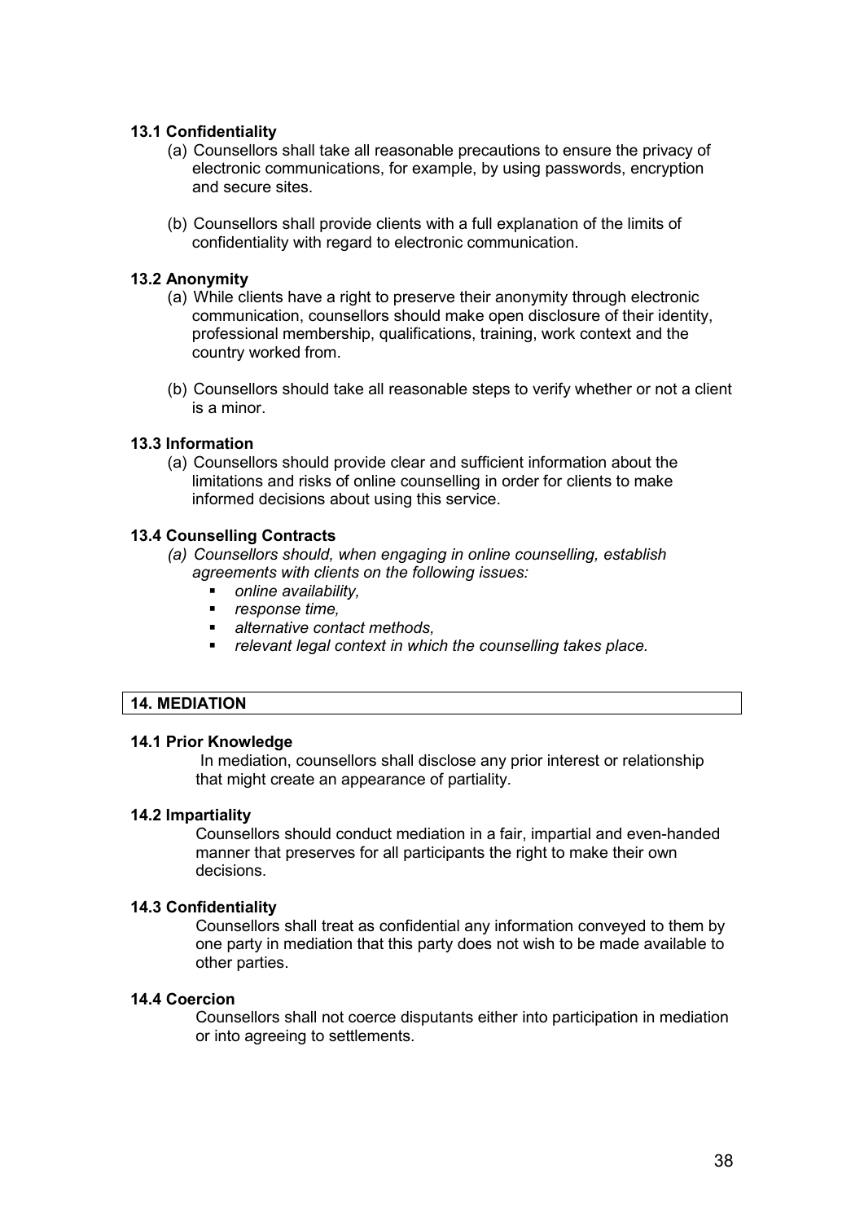**13.1 Confidentiality**

(a) Counsellors shall take all reasonable precautions to ensure the privacy of electronic communications, for example, by using passwords, encryption and secure sites.

(b) Counsellors shall provide clients with a full explanation of the limits of confidentiality with regard to electronic communication.

**13.2 Anonymity**

(a) While clients have a right to preserve their anonymity through electronic communication, counsellors should make open disclosure of their identity, professional membership, qualifications, training, work context and the country worked from.

(b) Counsellors should take all reasonable steps to verify whether or not a client is a minor.

**13.3 Information**

(a) Counsellors should provide clear and sufficient information about the limitations and risks of online counselling in order for clients to make informed decisions about using this service.

**13.4 Counselling Contracts**

*(a) Counsellors should, when engaging in online counselling, establish agreements with clients on the following issues:*

- *online availability,*
- *response time,*
- *alternative contact methods,*
- *relevant legal context in which the counselling takes place.*

## 14. MEDIATION

**14.1 Prior Knowledge**

In mediation, counsellors shall disclose any prior interest or relationship that might create an appearance of partiality.

**14.2 Impartiality**

Counsellors should conduct mediation in a fair, impartial and even-handed manner that preserves for all participants the right to make their own decisions.

**14.3 Confidentiality**

Counsellors shall treat as confidential any information conveyed to them by one party in mediation that this party does not wish to be made available to other parties.

**14.4 Coercion**

Counsellors shall not coerce disputants either into participation in mediation or into agreeing to settlements.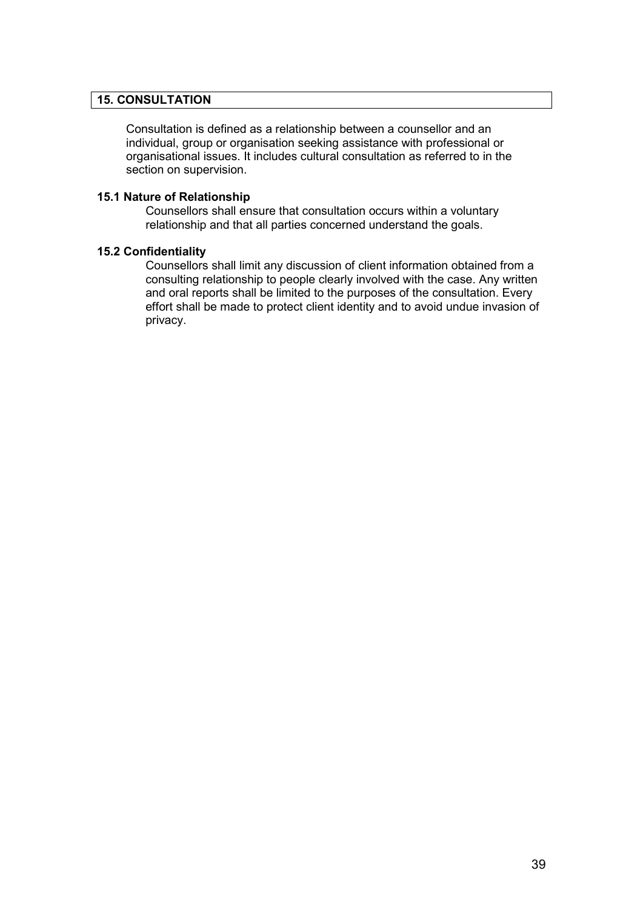## 15. CONSULTATION

Consultation is defined as a relationship between a counsellor and an individual, group or organisation seeking assistance with professional or organisational issues. It includes cultural consultation as referred to in the section on supervision.

### 15.1 Nature of Relationship

Counsellors shall ensure that consultation occurs within a voluntary relationship and that all parties concerned understand the goals.

### 15.2 Confidentiality

Counsellors shall limit any discussion of client information obtained from a consulting relationship to people clearly involved with the case. Any written and oral reports shall be limited to the purposes of the consultation. Every effort shall be made to protect client identity and to avoid undue invasion of privacy.